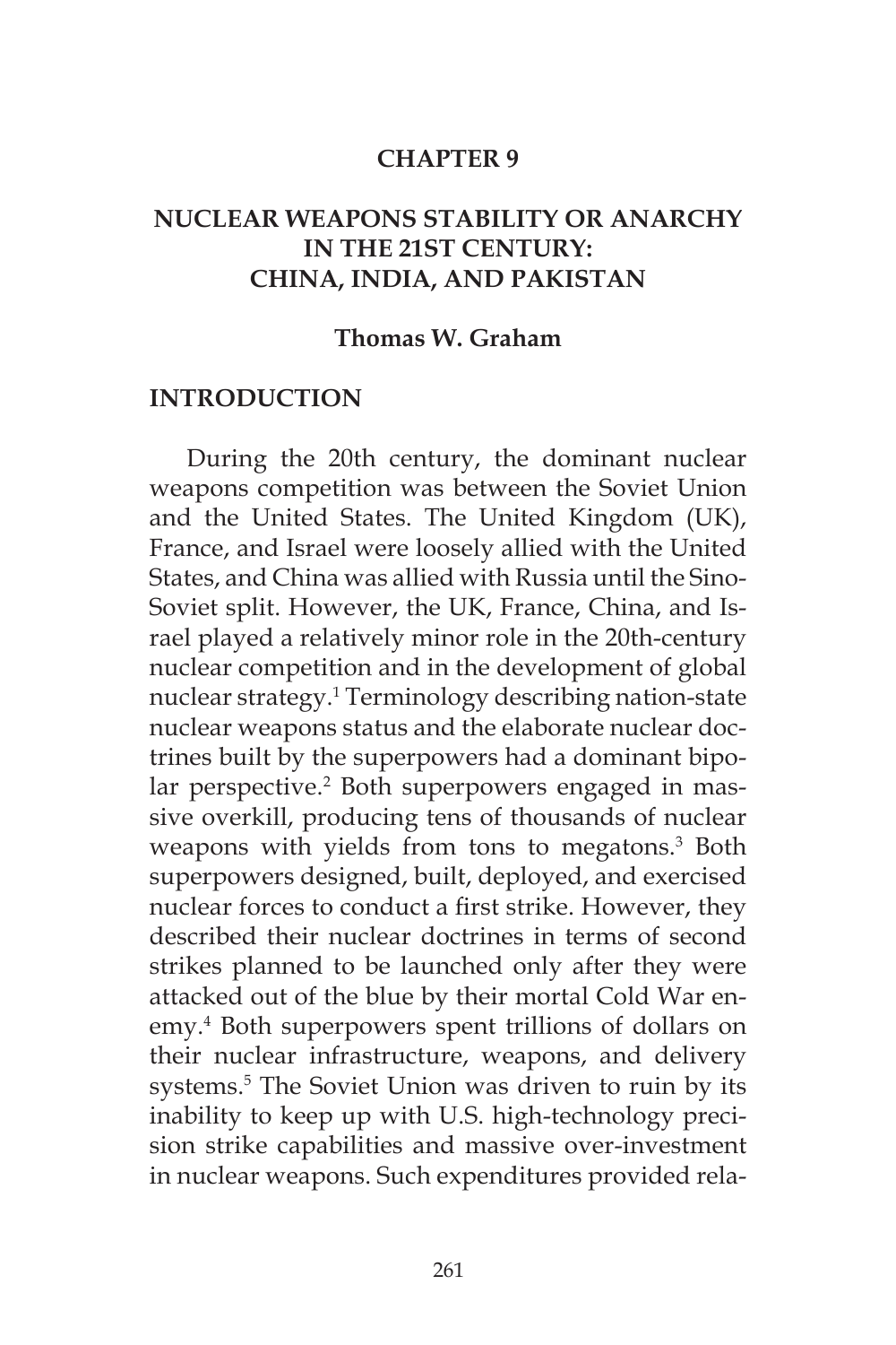# CHAPTER 9

## NUCLEAR WEAPONS STABILITY OR ANARCHY IN THE 21ST CENTURY: CHINA, INDIA, AND PAKISTAN

**Thomas W. Graham**

## INTRODUCTION

During the 20th century, the dominant nuclear weapons competition was between the Soviet Union and the United States. The United Kingdom (UK), France, and Israel were loosely allied with the United States, and China was allied with Russia until the Sino-Soviet split. However, the UK, France, China, and Israel played a relatively minor role in the 20th-century nuclear competition and in the development of global nuclear strategy.[1] Terminology describing nation-state nuclear weapons status and the elaborate nuclear doctrines built by the superpowers had a dominant bipolar perspective.[2] Both superpowers engaged in massive overkill, producing tens of thousands of nuclear weapons with yields from tons to megatons.[3] Both superpowers designed, built, deployed, and exercised nuclear forces to conduct a first strike. However, they described their nuclear doctrines in terms of second strikes planned to be launched only after they were attacked out of the blue by their mortal Cold War enemy.[4] Both superpowers spent trillions of dollars on their nuclear infrastructure, weapons, and delivery systems.[5] The Soviet Union was driven to ruin by its inability to keep up with U.S. high-technology precision strike capabilities and massive over-investment in nuclear weapons. Such expenditures provided rela-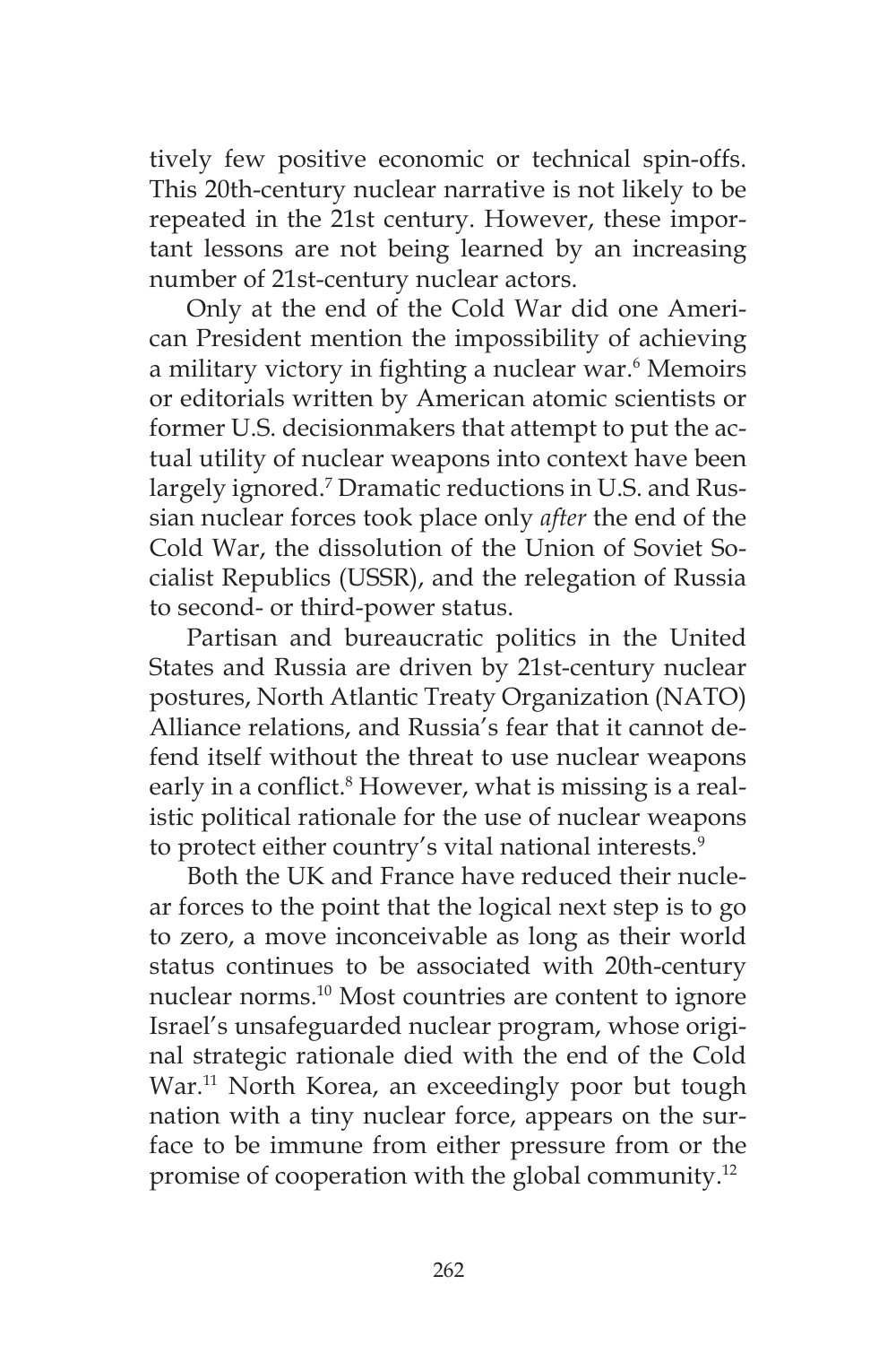tively few positive economic or technical spin-offs. This 20th-century nuclear narrative is not likely to be repeated in the 21st century. However, these important lessons are not being learned by an increasing number of 21st-century nuclear actors.

Only at the end of the Cold War did one American President mention the impossibility of achieving a military victory in fighting a nuclear war.[6] Memoirs or editorials written by American atomic scientists or former U.S. decisionmakers that attempt to put the actual utility of nuclear weapons into context have been largely ignored.[7] Dramatic reductions in U.S. and Russian nuclear forces took place only *after* the end of the Cold War, the dissolution of the Union of Soviet Socialist Republics (USSR), and the relegation of Russia to second- or third-power status.

Partisan and bureaucratic politics in the United States and Russia are driven by 21st-century nuclear postures, North Atlantic Treaty Organization (NATO) Alliance relations, and Russia's fear that it cannot defend itself without the threat to use nuclear weapons early in a conflict.[8] However, what is missing is a realistic political rationale for the use of nuclear weapons to protect either country's vital national interests.[9]

Both the UK and France have reduced their nuclear forces to the point that the logical next step is to go to zero, a move inconceivable as long as their world status continues to be associated with 20th-century nuclear norms.[10] Most countries are content to ignore Israel's unsafeguarded nuclear program, whose original strategic rationale died with the end of the Cold War.[11] North Korea, an exceedingly poor but tough nation with a tiny nuclear force, appears on the surface to be immune from either pressure from or the promise of cooperation with the global community.[12]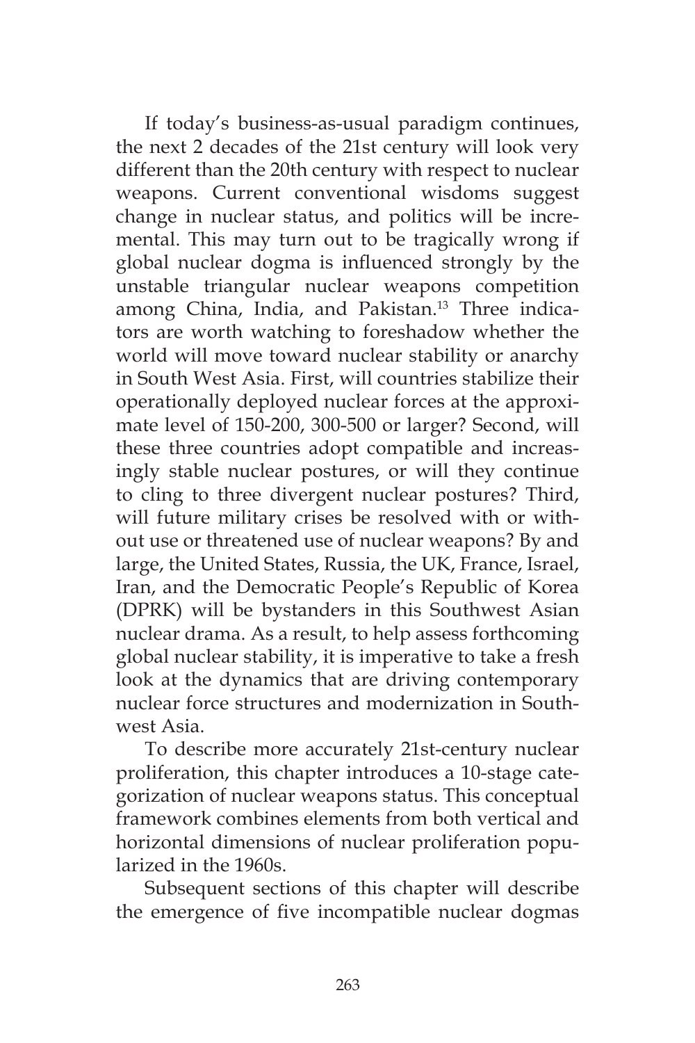If today's business-as-usual paradigm continues, the next 2 decades of the 21st century will look very different than the 20th century with respect to nuclear weapons. Current conventional wisdoms suggest change in nuclear status, and politics will be incremental. This may turn out to be tragically wrong if global nuclear dogma is influenced strongly by the unstable triangular nuclear weapons competition among China, India, and Pakistan.[13] Three indicators are worth watching to foreshadow whether the world will move toward nuclear stability or anarchy in South West Asia. First, will countries stabilize their operationally deployed nuclear forces at the approximate level of 150-200, 300-500 or larger? Second, will these three countries adopt compatible and increasingly stable nuclear postures, or will they continue to cling to three divergent nuclear postures? Third, will future military crises be resolved with or without use or threatened use of nuclear weapons? By and large, the United States, Russia, the UK, France, Israel, Iran, and the Democratic People's Republic of Korea (DPRK) will be bystanders in this Southwest Asian nuclear drama. As a result, to help assess forthcoming global nuclear stability, it is imperative to take a fresh look at the dynamics that are driving contemporary nuclear force structures and modernization in Southwest Asia.

To describe more accurately 21st-century nuclear proliferation, this chapter introduces a 10-stage categorization of nuclear weapons status. This conceptual framework combines elements from both vertical and horizontal dimensions of nuclear proliferation popularized in the 1960s.

Subsequent sections of this chapter will describe the emergence of five incompatible nuclear dogmas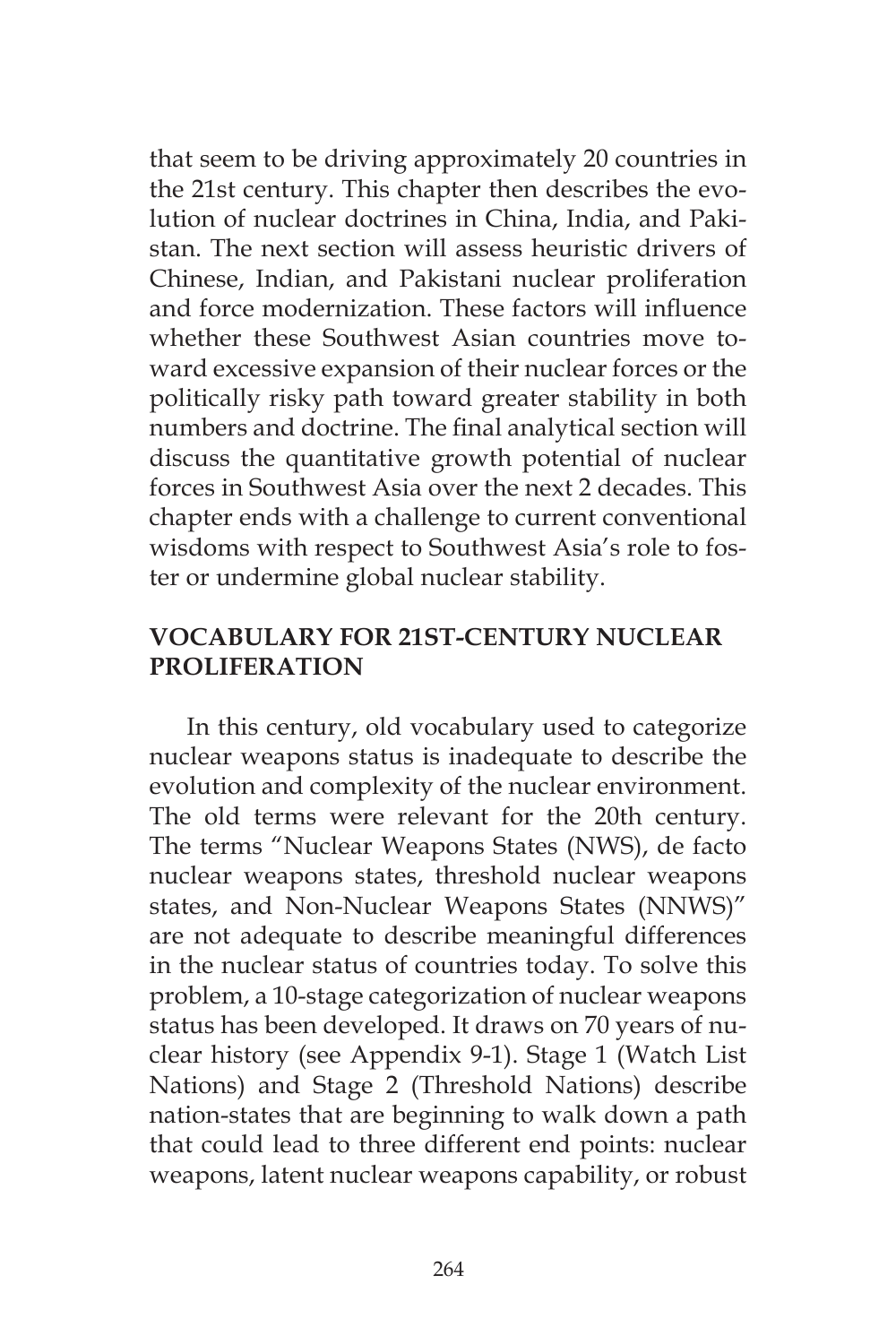that seem to be driving approximately 20 countries in the 21st century. This chapter then describes the evolution of nuclear doctrines in China, India, and Pakistan. The next section will assess heuristic drivers of Chinese, Indian, and Pakistani nuclear proliferation and force modernization. These factors will influence whether these Southwest Asian countries move toward excessive expansion of their nuclear forces or the politically risky path toward greater stability in both numbers and doctrine. The final analytical section will discuss the quantitative growth potential of nuclear forces in Southwest Asia over the next 2 decades. This chapter ends with a challenge to current conventional wisdoms with respect to Southwest Asia's role to foster or undermine global nuclear stability.

## VOCABULARY FOR 21ST-CENTURY NUCLEAR PROLIFERATION

In this century, old vocabulary used to categorize nuclear weapons status is inadequate to describe the evolution and complexity of the nuclear environment. The old terms were relevant for the 20th century. The terms "Nuclear Weapons States (NWS), de facto nuclear weapons states, threshold nuclear weapons states, and Non-Nuclear Weapons States (NNWS)" are not adequate to describe meaningful differences in the nuclear status of countries today. To solve this problem, a 10-stage categorization of nuclear weapons status has been developed. It draws on 70 years of nuclear history (see Appendix 9-1). Stage 1 (Watch List Nations) and Stage 2 (Threshold Nations) describe nation-states that are beginning to walk down a path that could lead to three different end points: nuclear weapons, latent nuclear weapons capability, or robust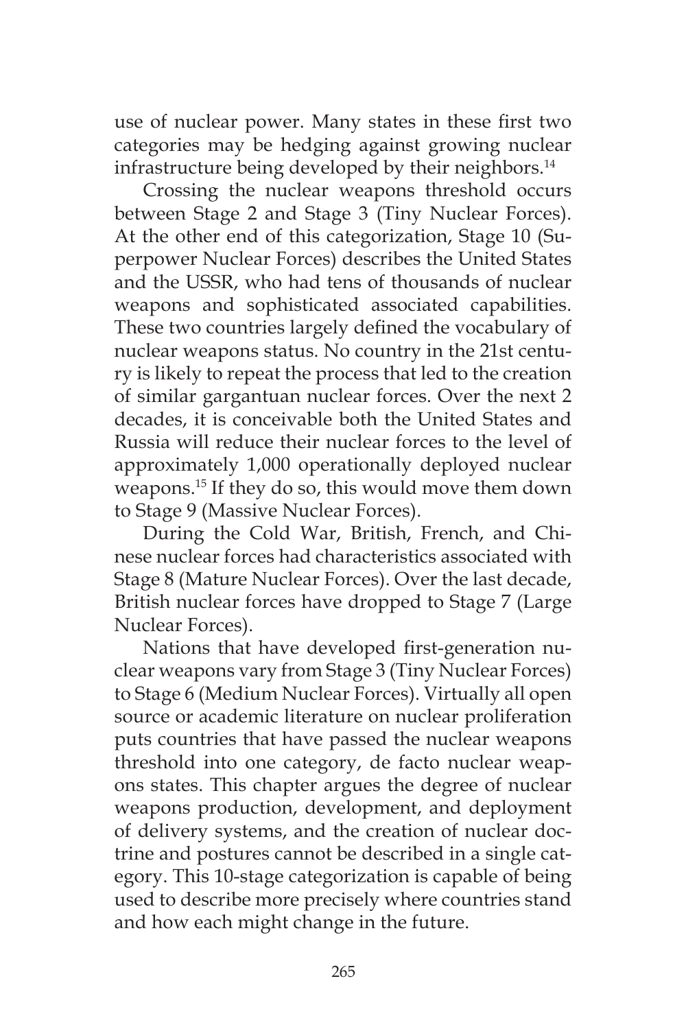use of nuclear power. Many states in these first two categories may be hedging against growing nuclear infrastructure being developed by their neighbors.[14]

Crossing the nuclear weapons threshold occurs between Stage 2 and Stage 3 (Tiny Nuclear Forces). At the other end of this categorization, Stage 10 (Superpower Nuclear Forces) describes the United States and the USSR, who had tens of thousands of nuclear weapons and sophisticated associated capabilities. These two countries largely defined the vocabulary of nuclear weapons status. No country in the 21st century is likely to repeat the process that led to the creation of similar gargantuan nuclear forces. Over the next 2 decades, it is conceivable both the United States and Russia will reduce their nuclear forces to the level of approximately 1,000 operationally deployed nuclear weapons.[15] If they do so, this would move them down to Stage 9 (Massive Nuclear Forces).

During the Cold War, British, French, and Chinese nuclear forces had characteristics associated with Stage 8 (Mature Nuclear Forces). Over the last decade, British nuclear forces have dropped to Stage 7 (Large Nuclear Forces).

Nations that have developed first-generation nuclear weapons vary from Stage 3 (Tiny Nuclear Forces) to Stage 6 (Medium Nuclear Forces). Virtually all open source or academic literature on nuclear proliferation puts countries that have passed the nuclear weapons threshold into one category, de facto nuclear weapons states. This chapter argues the degree of nuclear weapons production, development, and deployment of delivery systems, and the creation of nuclear doctrine and postures cannot be described in a single category. This 10-stage categorization is capable of being used to describe more precisely where countries stand and how each might change in the future.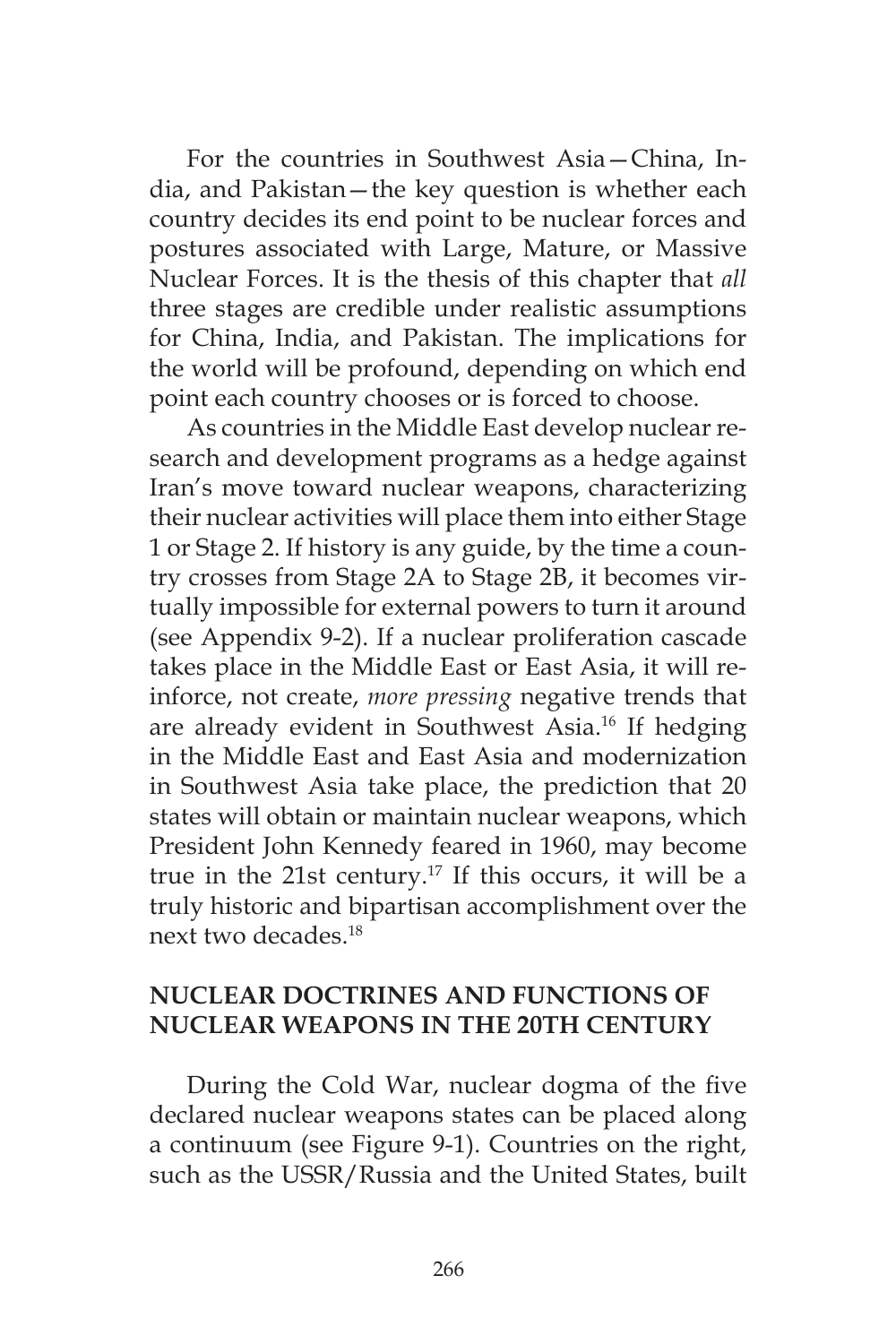For the countries in Southwest Asia—China, India, and Pakistan—the key question is whether each country decides its end point to be nuclear forces and postures associated with Large, Mature, or Massive Nuclear Forces. It is the thesis of this chapter that *all* three stages are credible under realistic assumptions for China, India, and Pakistan. The implications for the world will be profound, depending on which end point each country chooses or is forced to choose.

As countries in the Middle East develop nuclear research and development programs as a hedge against Iran's move toward nuclear weapons, characterizing their nuclear activities will place them into either Stage 1 or Stage 2. If history is any guide, by the time a country crosses from Stage 2A to Stage 2B, it becomes virtually impossible for external powers to turn it around (see Appendix 9-2). If a nuclear proliferation cascade takes place in the Middle East or East Asia, it will reinforce, not create, *more pressing* negative trends that are already evident in Southwest Asia.[16] If hedging in the Middle East and East Asia and modernization in Southwest Asia take place, the prediction that 20 states will obtain or maintain nuclear weapons, which President John Kennedy feared in 1960, may become true in the 21st century.[17] If this occurs, it will be a truly historic and bipartisan accomplishment over the next two decades.[18]

## NUCLEAR DOCTRINES AND FUNCTIONS OF NUCLEAR WEAPONS IN THE 20TH CENTURY

During the Cold War, nuclear dogma of the five declared nuclear weapons states can be placed along a continuum (see Figure 9-1). Countries on the right, such as the USSR/Russia and the United States, built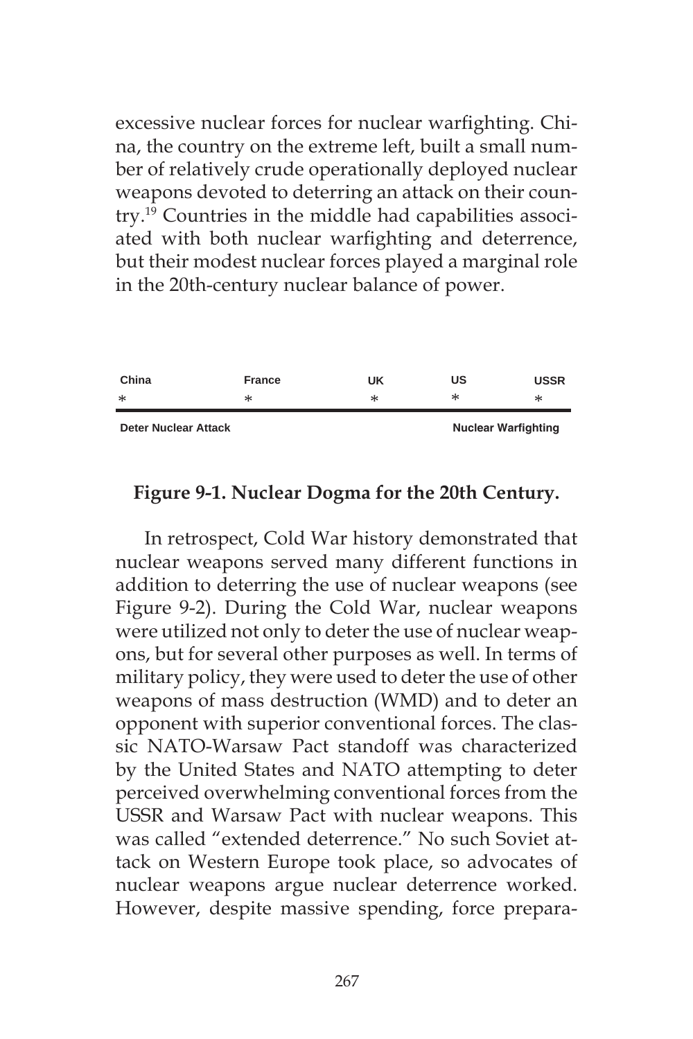excessive nuclear forces for nuclear warfighting. China, the country on the extreme left, built a small number of relatively crude operationally deployed nuclear weapons devoted to deterring an attack on their country.[19] Countries in the middle had capabilities associated with both nuclear warfighting and deterrence, but their modest nuclear forces played a marginal role in the 20th-century nuclear balance of power.

| China | France | UK | US | USSR |
|---|---|---|---|---|
| * | * | * | * | * |
| Deter Nuclear Attack | | | Nuclear Warfighting | |

**Figure 9-1. Nuclear Dogma for the 20th Century.**

In retrospect, Cold War history demonstrated that nuclear weapons served many different functions in addition to deterring the use of nuclear weapons (see Figure 9-2). During the Cold War, nuclear weapons were utilized not only to deter the use of nuclear weapons, but for several other purposes as well. In terms of military policy, they were used to deter the use of other weapons of mass destruction (WMD) and to deter an opponent with superior conventional forces. The classic NATO-Warsaw Pact standoff was characterized by the United States and NATO attempting to deter perceived overwhelming conventional forces from the USSR and Warsaw Pact with nuclear weapons. This was called "extended deterrence." No such Soviet attack on Western Europe took place, so advocates of nuclear weapons argue nuclear deterrence worked. However, despite massive spending, force prepara-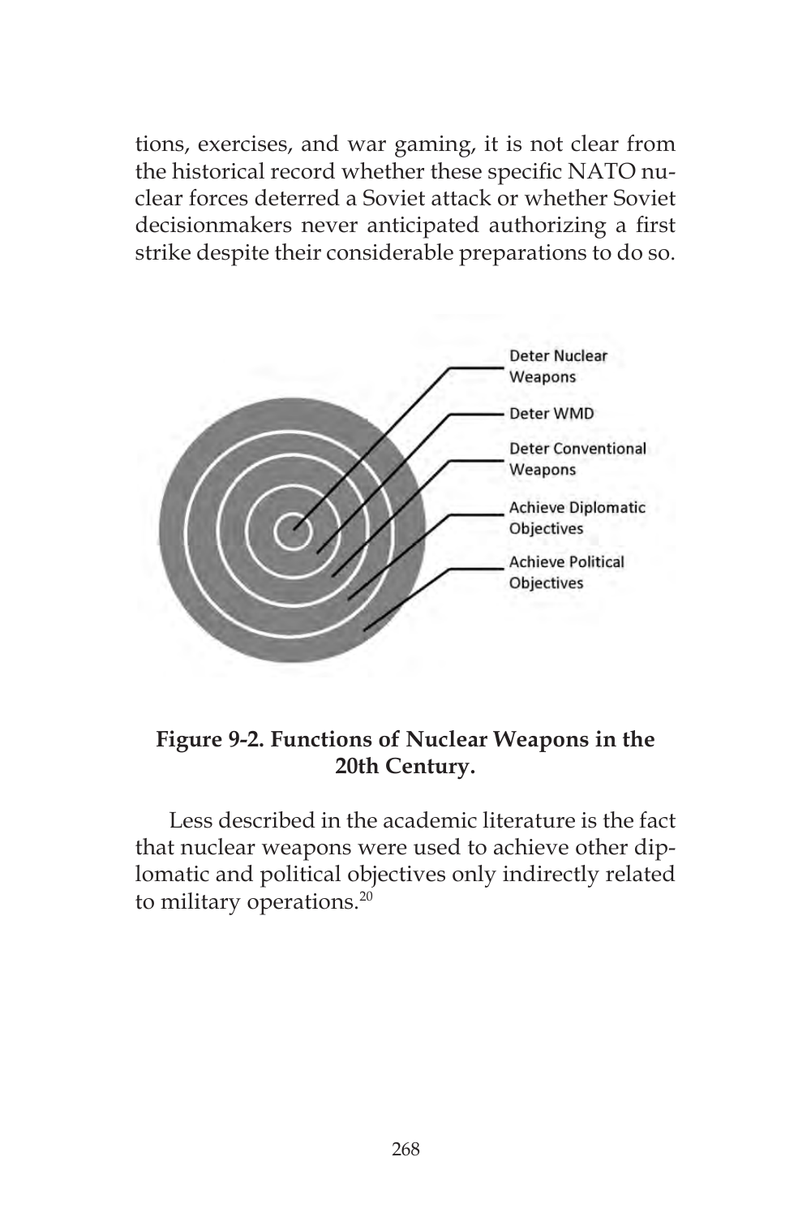tions, exercises, and war gaming, it is not clear from the historical record whether these specific NATO nuclear forces deterred a Soviet attack or whether Soviet decisionmakers never anticipated authorizing a first strike despite their considerable preparations to do so.

Deter Nuclear Weapons

Deter WMD

Deter Conventional Weapons

Achieve Diplomatic Objectives

Achieve Political Objectives

**Figure 9-2. Functions of Nuclear Weapons in the 20th Century.**

Less described in the academic literature is the fact that nuclear weapons were used to achieve other diplomatic and political objectives only indirectly related to military operations.[20]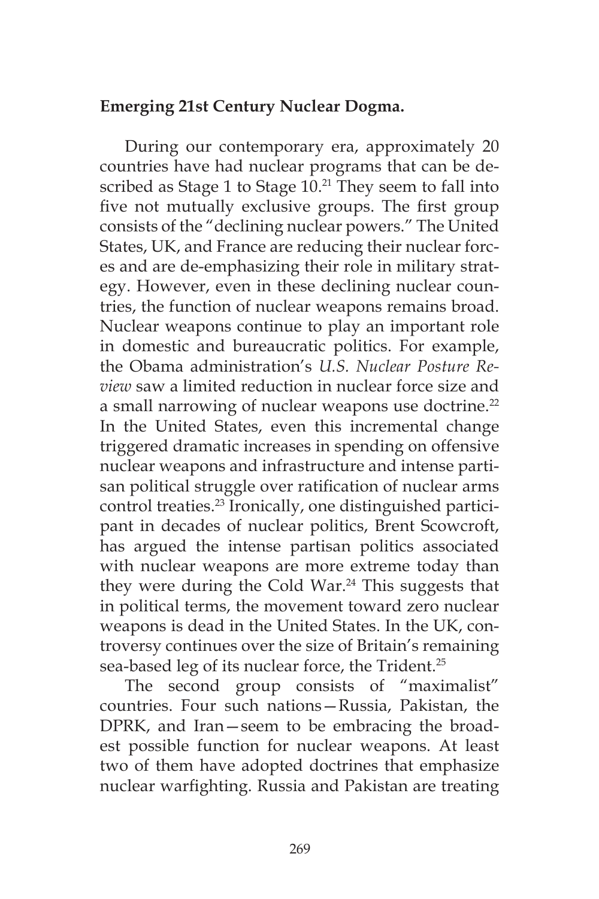**Emerging 21st Century Nuclear Dogma.**

During our contemporary era, approximately 20 countries have had nuclear programs that can be described as Stage 1 to Stage 10.[21] They seem to fall into five not mutually exclusive groups. The first group consists of the "declining nuclear powers." The United States, UK, and France are reducing their nuclear forces and are de-emphasizing their role in military strategy. However, even in these declining nuclear countries, the function of nuclear weapons remains broad. Nuclear weapons continue to play an important role in domestic and bureaucratic politics. For example, the Obama administration's *U.S. Nuclear Posture Review* saw a limited reduction in nuclear force size and a small narrowing of nuclear weapons use doctrine.[22] In the United States, even this incremental change triggered dramatic increases in spending on offensive nuclear weapons and infrastructure and intense partisan political struggle over ratification of nuclear arms control treaties.[23] Ironically, one distinguished participant in decades of nuclear politics, Brent Scowcroft, has argued the intense partisan politics associated with nuclear weapons are more extreme today than they were during the Cold War.[24] This suggests that in political terms, the movement toward zero nuclear weapons is dead in the United States. In the UK, controversy continues over the size of Britain's remaining sea-based leg of its nuclear force, the Trident.[25]

The second group consists of "maximalist" countries. Four such nations—Russia, Pakistan, the DPRK, and Iran—seem to be embracing the broadest possible function for nuclear weapons. At least two of them have adopted doctrines that emphasize nuclear warfighting. Russia and Pakistan are treating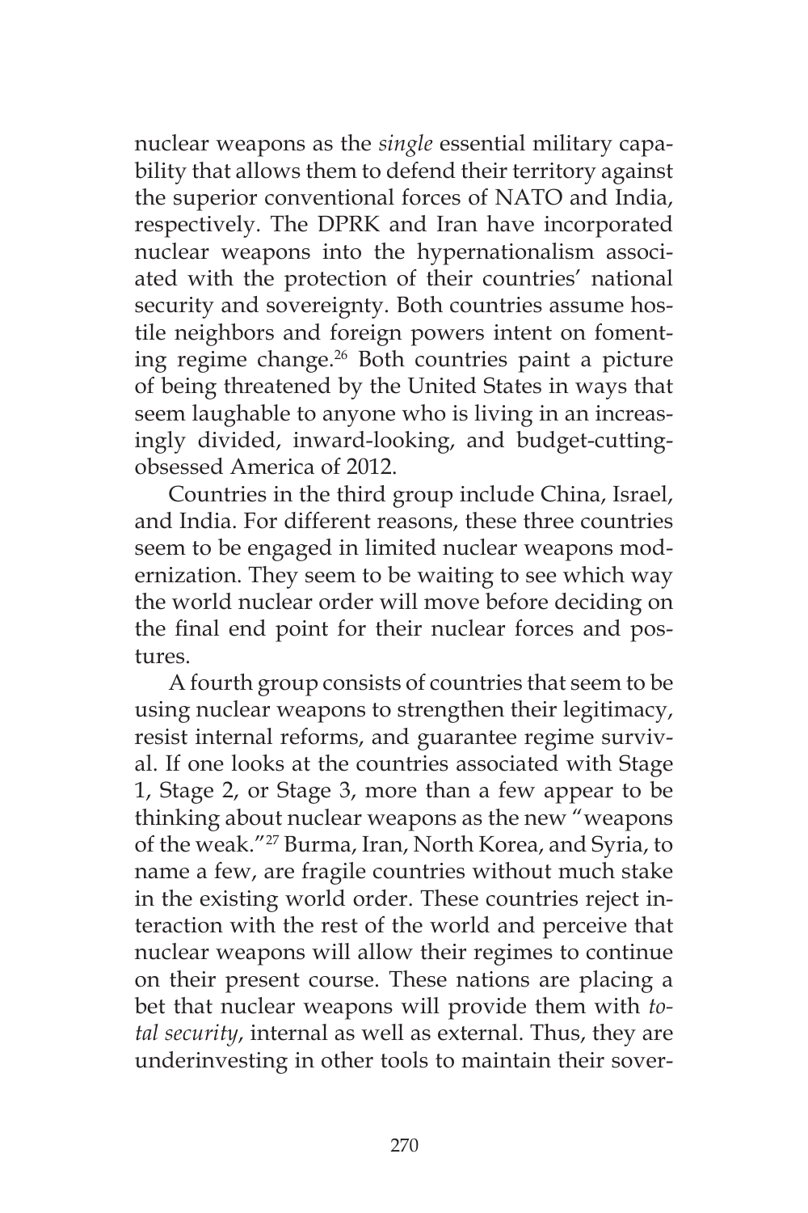nuclear weapons as the *single* essential military capability that allows them to defend their territory against the superior conventional forces of NATO and India, respectively. The DPRK and Iran have incorporated nuclear weapons into the hypernationalism associated with the protection of their countries' national security and sovereignty. Both countries assume hostile neighbors and foreign powers intent on fomenting regime change.[26] Both countries paint a picture of being threatened by the United States in ways that seem laughable to anyone who is living in an increasingly divided, inward-looking, and budget-cutting-obsessed America of 2012.

Countries in the third group include China, Israel, and India. For different reasons, these three countries seem to be engaged in limited nuclear weapons modernization. They seem to be waiting to see which way the world nuclear order will move before deciding on the final end point for their nuclear forces and postures.

A fourth group consists of countries that seem to be using nuclear weapons to strengthen their legitimacy, resist internal reforms, and guarantee regime survival. If one looks at the countries associated with Stage 1, Stage 2, or Stage 3, more than a few appear to be thinking about nuclear weapons as the new "weapons of the weak."[27] Burma, Iran, North Korea, and Syria, to name a few, are fragile countries without much stake in the existing world order. These countries reject interaction with the rest of the world and perceive that nuclear weapons will allow their regimes to continue on their present course. These nations are placing a bet that nuclear weapons will provide them with *total security*, internal as well as external. Thus, they are underinvesting in other tools to maintain their sover-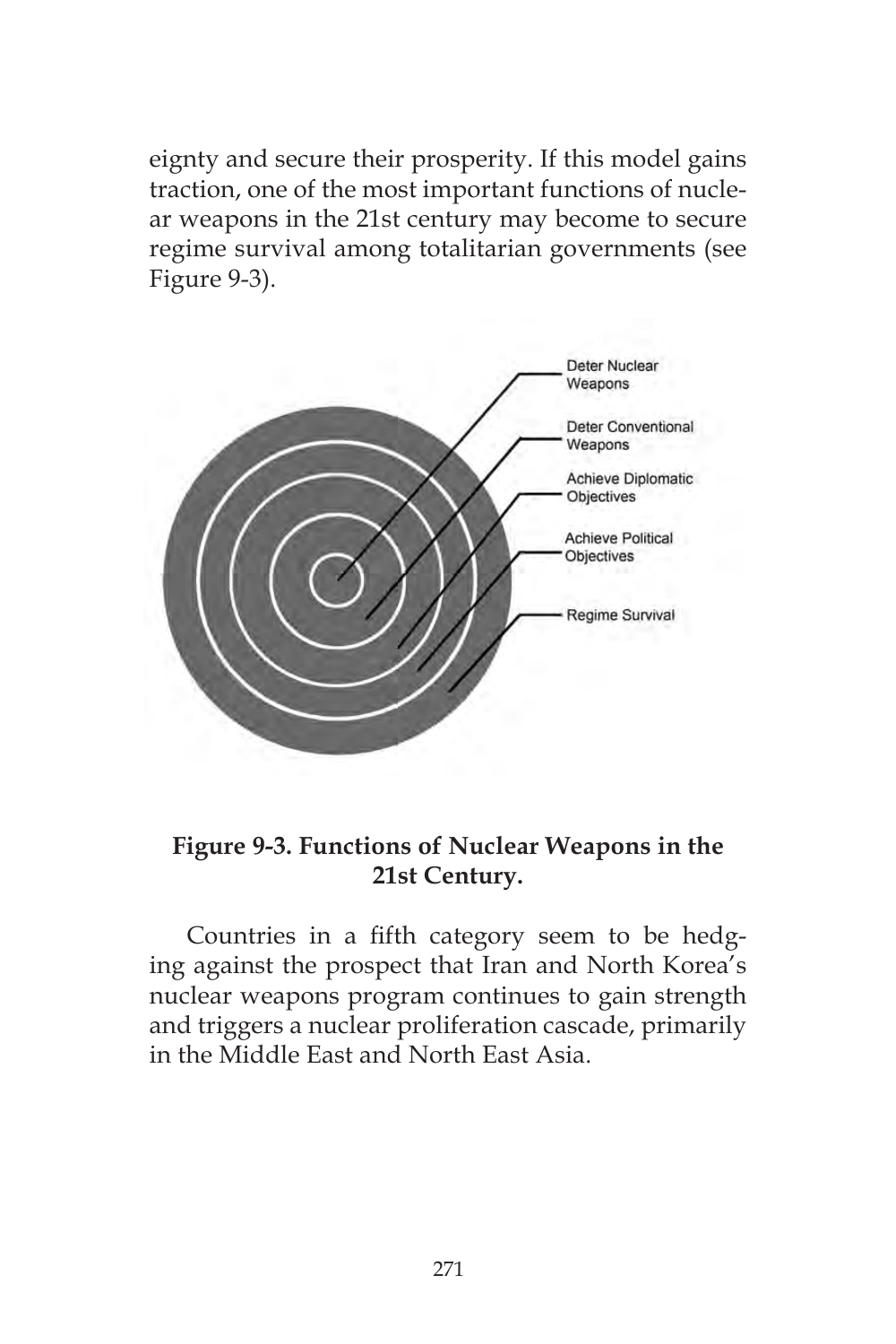eignty and secure their prosperity. If this model gains traction, one of the most important functions of nuclear weapons in the 21st century may become to secure regime survival among totalitarian governments (see Figure 9-3).

Deter Nuclear Weapons

Deter Conventional Weapons

Achieve Diplomatic Objectives

Achieve Political Objectives

Regime Survival

**Figure 9-3. Functions of Nuclear Weapons in the 21st Century.**

Countries in a fifth category seem to be hedging against the prospect that Iran and North Korea's nuclear weapons program continues to gain strength and triggers a nuclear proliferation cascade, primarily in the Middle East and North East Asia.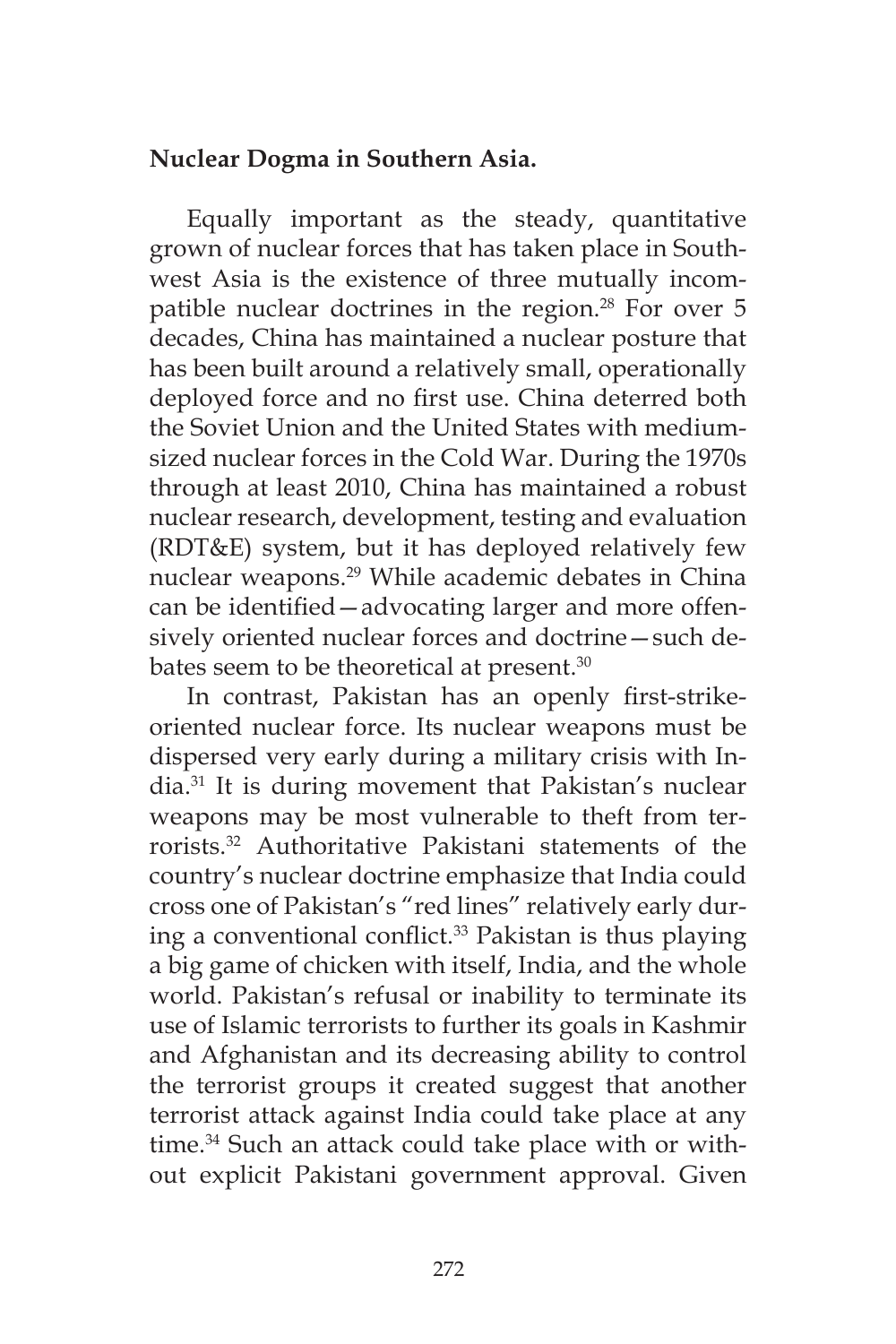**Nuclear Dogma in Southern Asia.**

Equally important as the steady, quantitative grown of nuclear forces that has taken place in Southwest Asia is the existence of three mutually incompatible nuclear doctrines in the region.[28] For over 5 decades, China has maintained a nuclear posture that has been built around a relatively small, operationally deployed force and no first use. China deterred both the Soviet Union and the United States with medium-sized nuclear forces in the Cold War. During the 1970s through at least 2010, China has maintained a robust nuclear research, development, testing and evaluation (RDT&E) system, but it has deployed relatively few nuclear weapons.[29] While academic debates in China can be identified—advocating larger and more offensively oriented nuclear forces and doctrine—such debates seem to be theoretical at present.[30]

In contrast, Pakistan has an openly first-strike-oriented nuclear force. Its nuclear weapons must be dispersed very early during a military crisis with India.[31] It is during movement that Pakistan's nuclear weapons may be most vulnerable to theft from terrorists.[32] Authoritative Pakistani statements of the country's nuclear doctrine emphasize that India could cross one of Pakistan's "red lines" relatively early during a conventional conflict.[33] Pakistan is thus playing a big game of chicken with itself, India, and the whole world. Pakistan's refusal or inability to terminate its use of Islamic terrorists to further its goals in Kashmir and Afghanistan and its decreasing ability to control the terrorist groups it created suggest that another terrorist attack against India could take place at any time.[34] Such an attack could take place with or without explicit Pakistani government approval. Given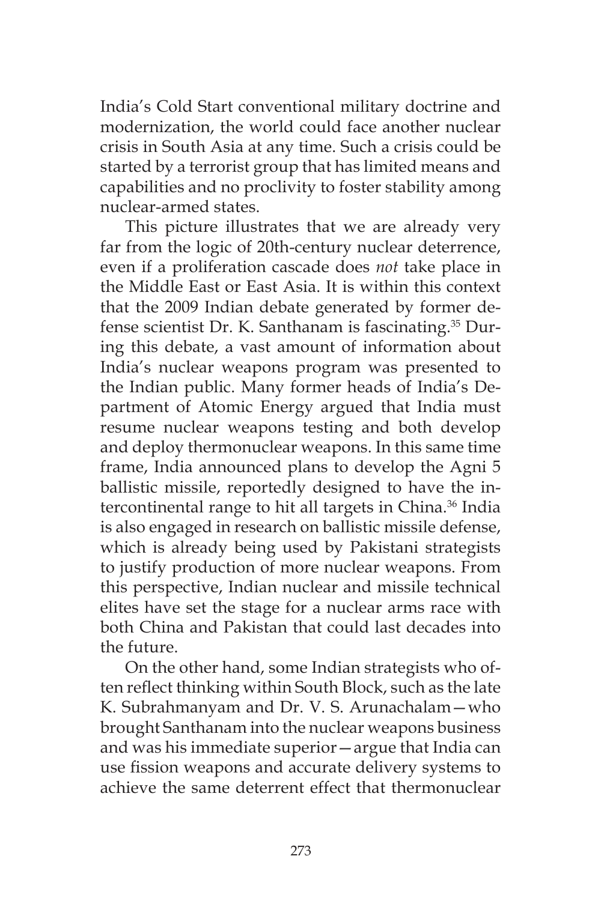India's Cold Start conventional military doctrine and modernization, the world could face another nuclear crisis in South Asia at any time. Such a crisis could be started by a terrorist group that has limited means and capabilities and no proclivity to foster stability among nuclear-armed states.

This picture illustrates that we are already very far from the logic of 20th-century nuclear deterrence, even if a proliferation cascade does *not* take place in the Middle East or East Asia. It is within this context that the 2009 Indian debate generated by former defense scientist Dr. K. Santhanam is fascinating.[35] During this debate, a vast amount of information about India's nuclear weapons program was presented to the Indian public. Many former heads of India's Department of Atomic Energy argued that India must resume nuclear weapons testing and both develop and deploy thermonuclear weapons. In this same time frame, India announced plans to develop the Agni 5 ballistic missile, reportedly designed to have the intercontinental range to hit all targets in China.[36] India is also engaged in research on ballistic missile defense, which is already being used by Pakistani strategists to justify production of more nuclear weapons. From this perspective, Indian nuclear and missile technical elites have set the stage for a nuclear arms race with both China and Pakistan that could last decades into the future.

On the other hand, some Indian strategists who often reflect thinking within South Block, such as the late K. Subrahmanyam and Dr. V. S. Arunachalam—who brought Santhanam into the nuclear weapons business and was his immediate superior—argue that India can use fission weapons and accurate delivery systems to achieve the same deterrent effect that thermonuclear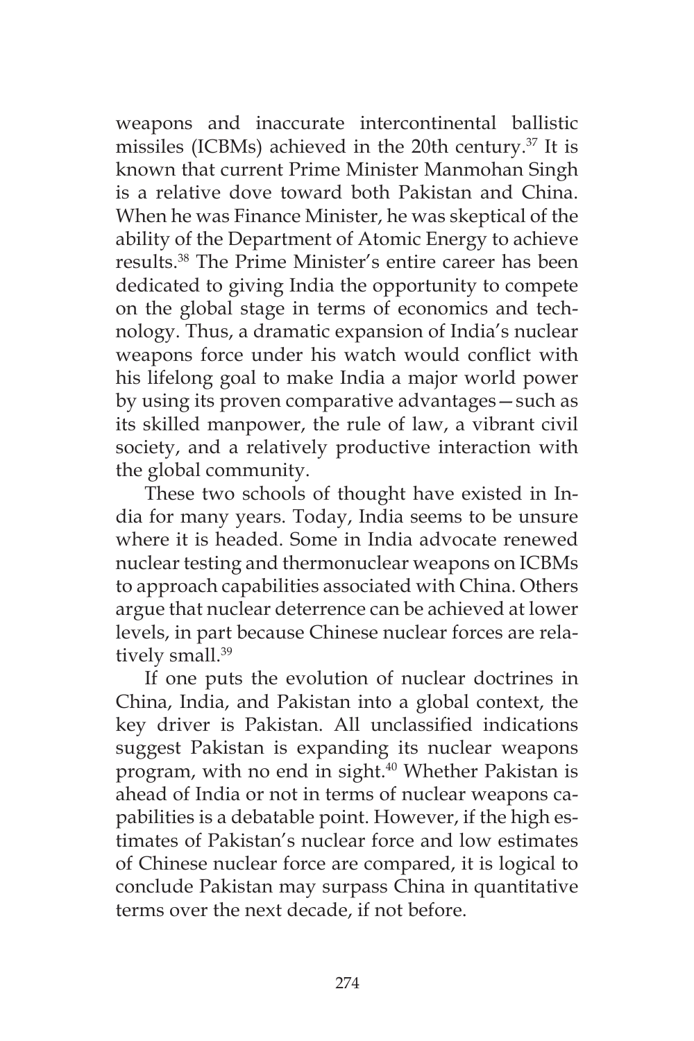weapons and inaccurate intercontinental ballistic missiles (ICBMs) achieved in the 20th century.[37] It is known that current Prime Minister Manmohan Singh is a relative dove toward both Pakistan and China. When he was Finance Minister, he was skeptical of the ability of the Department of Atomic Energy to achieve results.[38] The Prime Minister's entire career has been dedicated to giving India the opportunity to compete on the global stage in terms of economics and technology. Thus, a dramatic expansion of India's nuclear weapons force under his watch would conflict with his lifelong goal to make India a major world power by using its proven comparative advantages—such as its skilled manpower, the rule of law, a vibrant civil society, and a relatively productive interaction with the global community.

These two schools of thought have existed in India for many years. Today, India seems to be unsure where it is headed. Some in India advocate renewed nuclear testing and thermonuclear weapons on ICBMs to approach capabilities associated with China. Others argue that nuclear deterrence can be achieved at lower levels, in part because Chinese nuclear forces are relatively small.[39]

If one puts the evolution of nuclear doctrines in China, India, and Pakistan into a global context, the key driver is Pakistan. All unclassified indications suggest Pakistan is expanding its nuclear weapons program, with no end in sight.[40] Whether Pakistan is ahead of India or not in terms of nuclear weapons capabilities is a debatable point. However, if the high estimates of Pakistan's nuclear force and low estimates of Chinese nuclear force are compared, it is logical to conclude Pakistan may surpass China in quantitative terms over the next decade, if not before.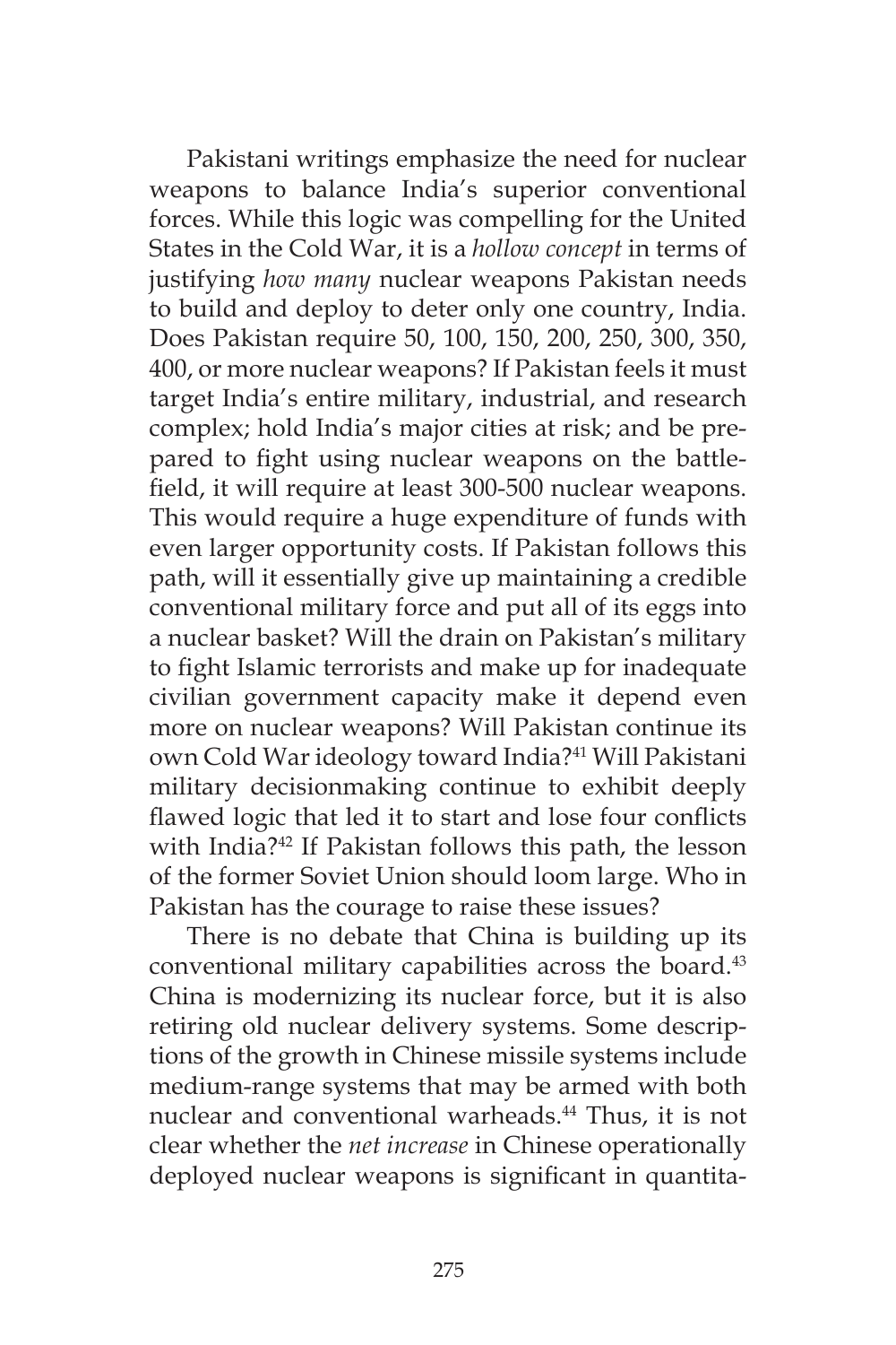Pakistani writings emphasize the need for nuclear weapons to balance India's superior conventional forces. While this logic was compelling for the United States in the Cold War, it is a *hollow concept* in terms of justifying *how many* nuclear weapons Pakistan needs to build and deploy to deter only one country, India. Does Pakistan require 50, 100, 150, 200, 250, 300, 350, 400, or more nuclear weapons? If Pakistan feels it must target India's entire military, industrial, and research complex; hold India's major cities at risk; and be prepared to fight using nuclear weapons on the battlefield, it will require at least 300-500 nuclear weapons. This would require a huge expenditure of funds with even larger opportunity costs. If Pakistan follows this path, will it essentially give up maintaining a credible conventional military force and put all of its eggs into a nuclear basket? Will the drain on Pakistan's military to fight Islamic terrorists and make up for inadequate civilian government capacity make it depend even more on nuclear weapons? Will Pakistan continue its own Cold War ideology toward India?[41] Will Pakistani military decisionmaking continue to exhibit deeply flawed logic that led it to start and lose four conflicts with India?[42] If Pakistan follows this path, the lesson of the former Soviet Union should loom large. Who in Pakistan has the courage to raise these issues?

There is no debate that China is building up its conventional military capabilities across the board.[43] China is modernizing its nuclear force, but it is also retiring old nuclear delivery systems. Some descriptions of the growth in Chinese missile systems include medium-range systems that may be armed with both nuclear and conventional warheads.[44] Thus, it is not clear whether the *net increase* in Chinese operationally deployed nuclear weapons is significant in quantita-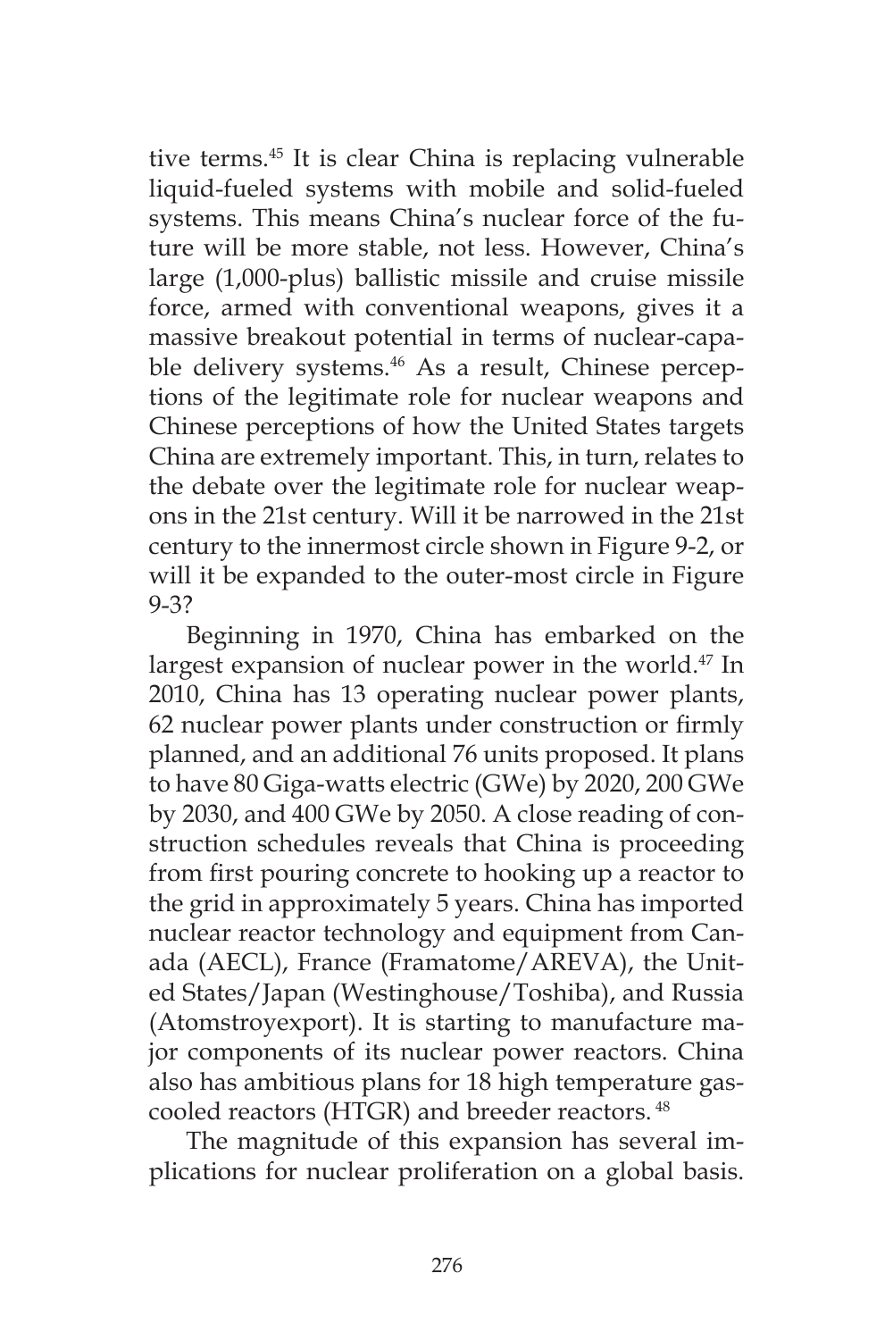tive terms.[45] It is clear China is replacing vulnerable liquid-fueled systems with mobile and solid-fueled systems. This means China's nuclear force of the future will be more stable, not less. However, China's large (1,000-plus) ballistic missile and cruise missile force, armed with conventional weapons, gives it a massive breakout potential in terms of nuclear-capable delivery systems.[46] As a result, Chinese perceptions of the legitimate role for nuclear weapons and Chinese perceptions of how the United States targets China are extremely important. This, in turn, relates to the debate over the legitimate role for nuclear weapons in the 21st century. Will it be narrowed in the 21st century to the innermost circle shown in Figure 9-2, or will it be expanded to the outer-most circle in Figure 9-3?

Beginning in 1970, China has embarked on the largest expansion of nuclear power in the world.[47] In 2010, China has 13 operating nuclear power plants, 62 nuclear power plants under construction or firmly planned, and an additional 76 units proposed. It plans to have 80 Giga-watts electric (GWe) by 2020, 200 GWe by 2030, and 400 GWe by 2050. A close reading of construction schedules reveals that China is proceeding from first pouring concrete to hooking up a reactor to the grid in approximately 5 years. China has imported nuclear reactor technology and equipment from Canada (AECL), France (Framatome/AREVA), the United States/Japan (Westinghouse/Toshiba), and Russia (Atomstroyexport). It is starting to manufacture major components of its nuclear power reactors. China also has ambitious plans for 18 high temperature gas-cooled reactors (HTGR) and breeder reactors.[48]

The magnitude of this expansion has several implications for nuclear proliferation on a global basis.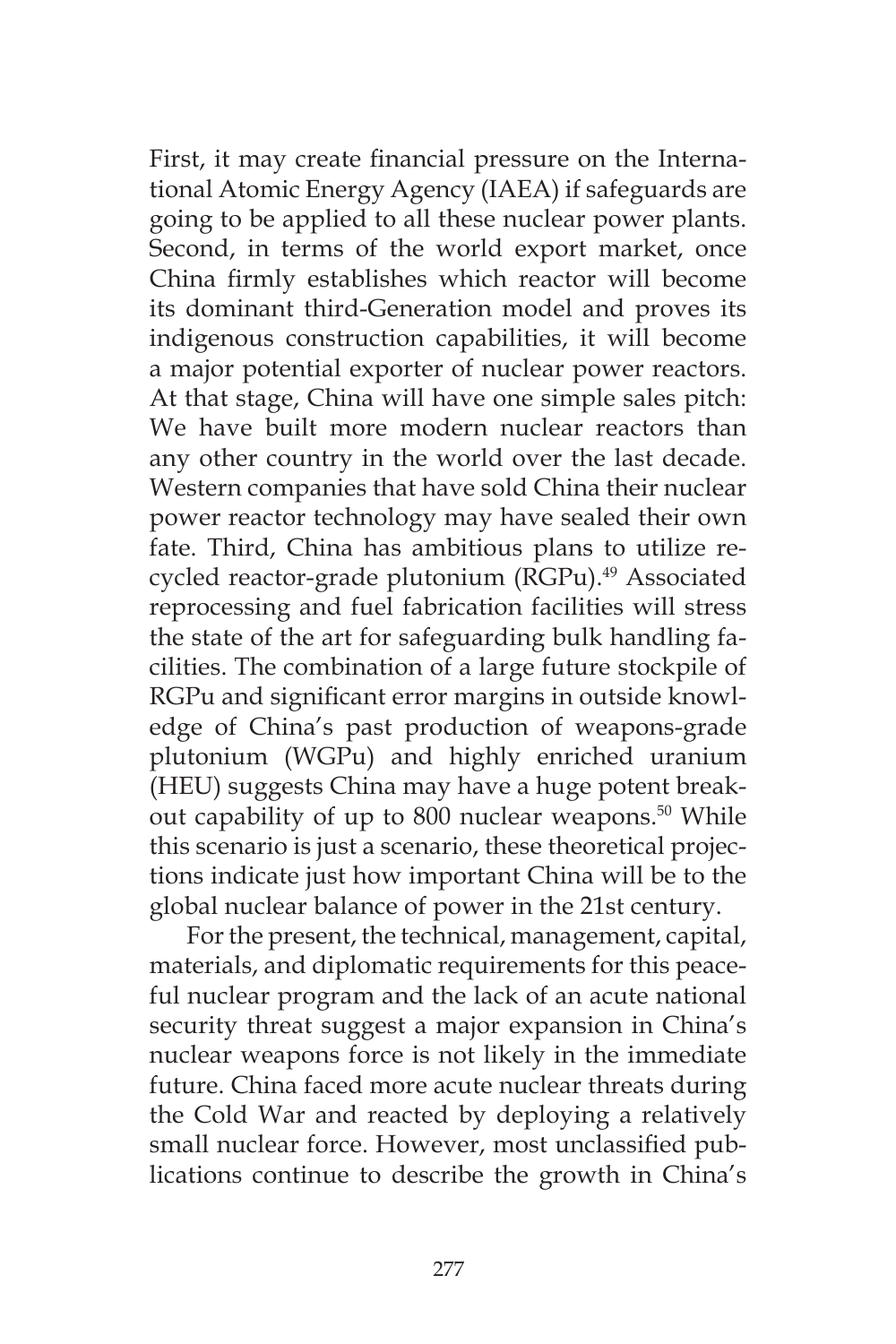First, it may create financial pressure on the International Atomic Energy Agency (IAEA) if safeguards are going to be applied to all these nuclear power plants. Second, in terms of the world export market, once China firmly establishes which reactor will become its dominant third-Generation model and proves its indigenous construction capabilities, it will become a major potential exporter of nuclear power reactors. At that stage, China will have one simple sales pitch: We have built more modern nuclear reactors than any other country in the world over the last decade. Western companies that have sold China their nuclear power reactor technology may have sealed their own fate. Third, China has ambitious plans to utilize recycled reactor-grade plutonium (RGPu).[49] Associated reprocessing and fuel fabrication facilities will stress the state of the art for safeguarding bulk handling facilities. The combination of a large future stockpile of RGPu and significant error margins in outside knowledge of China's past production of weapons-grade plutonium (WGPu) and highly enriched uranium (HEU) suggests China may have a huge potent breakout capability of up to 800 nuclear weapons.[50] While this scenario is just a scenario, these theoretical projections indicate just how important China will be to the global nuclear balance of power in the 21st century.

For the present, the technical, management, capital, materials, and diplomatic requirements for this peaceful nuclear program and the lack of an acute national security threat suggest a major expansion in China's nuclear weapons force is not likely in the immediate future. China faced more acute nuclear threats during the Cold War and reacted by deploying a relatively small nuclear force. However, most unclassified publications continue to describe the growth in China's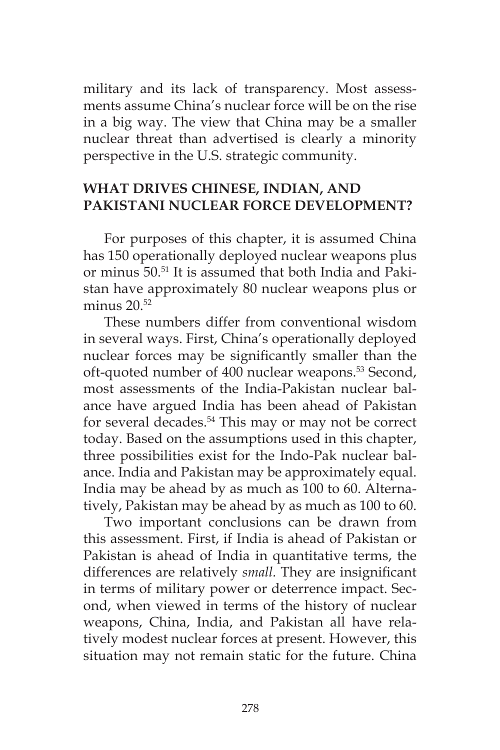military and its lack of transparency. Most assessments assume China's nuclear force will be on the rise in a big way. The view that China may be a smaller nuclear threat than advertised is clearly a minority perspective in the U.S. strategic community.

## WHAT DRIVES CHINESE, INDIAN, AND PAKISTANI NUCLEAR FORCE DEVELOPMENT?

For purposes of this chapter, it is assumed China has 150 operationally deployed nuclear weapons plus or minus 50.[51] It is assumed that both India and Pakistan have approximately 80 nuclear weapons plus or minus 20.[52]

These numbers differ from conventional wisdom in several ways. First, China's operationally deployed nuclear forces may be significantly smaller than the oft-quoted number of 400 nuclear weapons.[53] Second, most assessments of the India-Pakistan nuclear balance have argued India has been ahead of Pakistan for several decades.[54] This may or may not be correct today. Based on the assumptions used in this chapter, three possibilities exist for the Indo-Pak nuclear balance. India and Pakistan may be approximately equal. India may be ahead by as much as 100 to 60. Alternatively, Pakistan may be ahead by as much as 100 to 60.

Two important conclusions can be drawn from this assessment. First, if India is ahead of Pakistan or Pakistan is ahead of India in quantitative terms, the differences are relatively *small.* They are insignificant in terms of military power or deterrence impact. Second, when viewed in terms of the history of nuclear weapons, China, India, and Pakistan all have relatively modest nuclear forces at present. However, this situation may not remain static for the future. China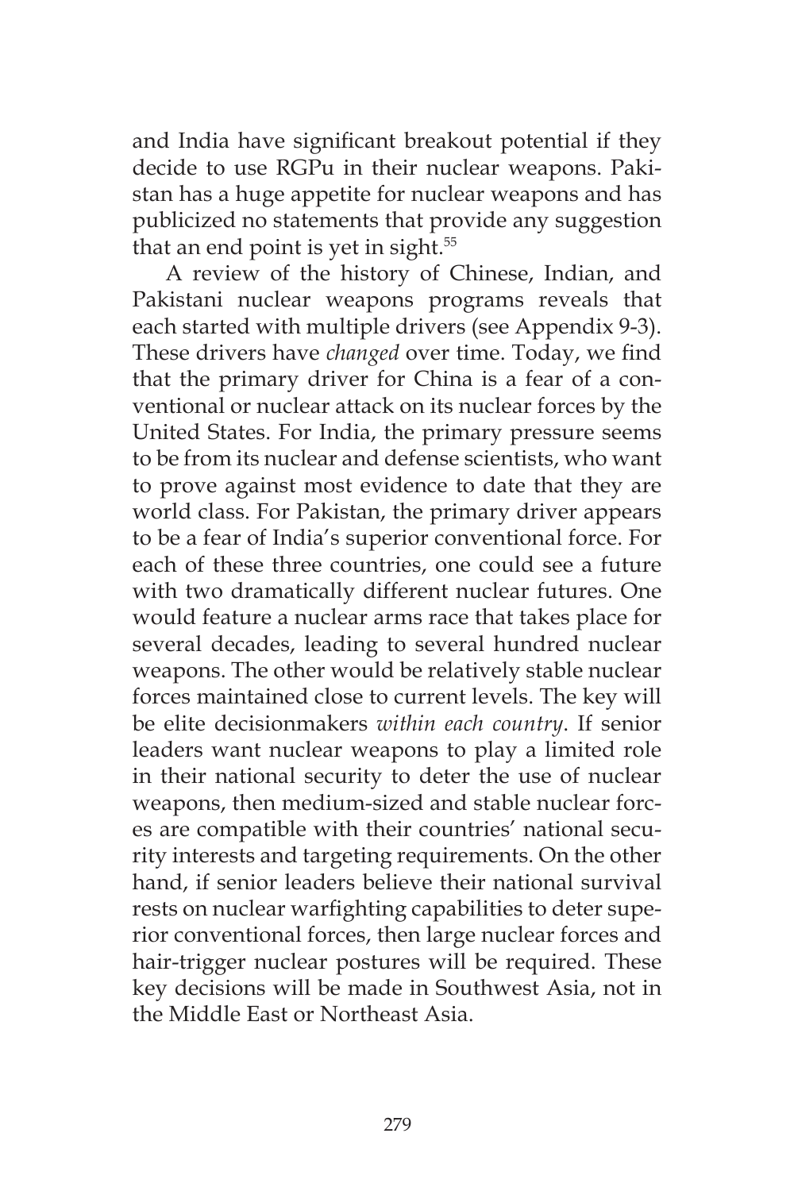and India have significant breakout potential if they decide to use RGPu in their nuclear weapons. Pakistan has a huge appetite for nuclear weapons and has publicized no statements that provide any suggestion that an end point is yet in sight.[55]

A review of the history of Chinese, Indian, and Pakistani nuclear weapons programs reveals that each started with multiple drivers (see Appendix 9-3). These drivers have *changed* over time. Today, we find that the primary driver for China is a fear of a conventional or nuclear attack on its nuclear forces by the United States. For India, the primary pressure seems to be from its nuclear and defense scientists, who want to prove against most evidence to date that they are world class. For Pakistan, the primary driver appears to be a fear of India's superior conventional force. For each of these three countries, one could see a future with two dramatically different nuclear futures. One would feature a nuclear arms race that takes place for several decades, leading to several hundred nuclear weapons. The other would be relatively stable nuclear forces maintained close to current levels. The key will be elite decisionmakers *within each country*. If senior leaders want nuclear weapons to play a limited role in their national security to deter the use of nuclear weapons, then medium-sized and stable nuclear forces are compatible with their countries' national security interests and targeting requirements. On the other hand, if senior leaders believe their national survival rests on nuclear warfighting capabilities to deter superior conventional forces, then large nuclear forces and hair-trigger nuclear postures will be required. These key decisions will be made in Southwest Asia, not in the Middle East or Northeast Asia.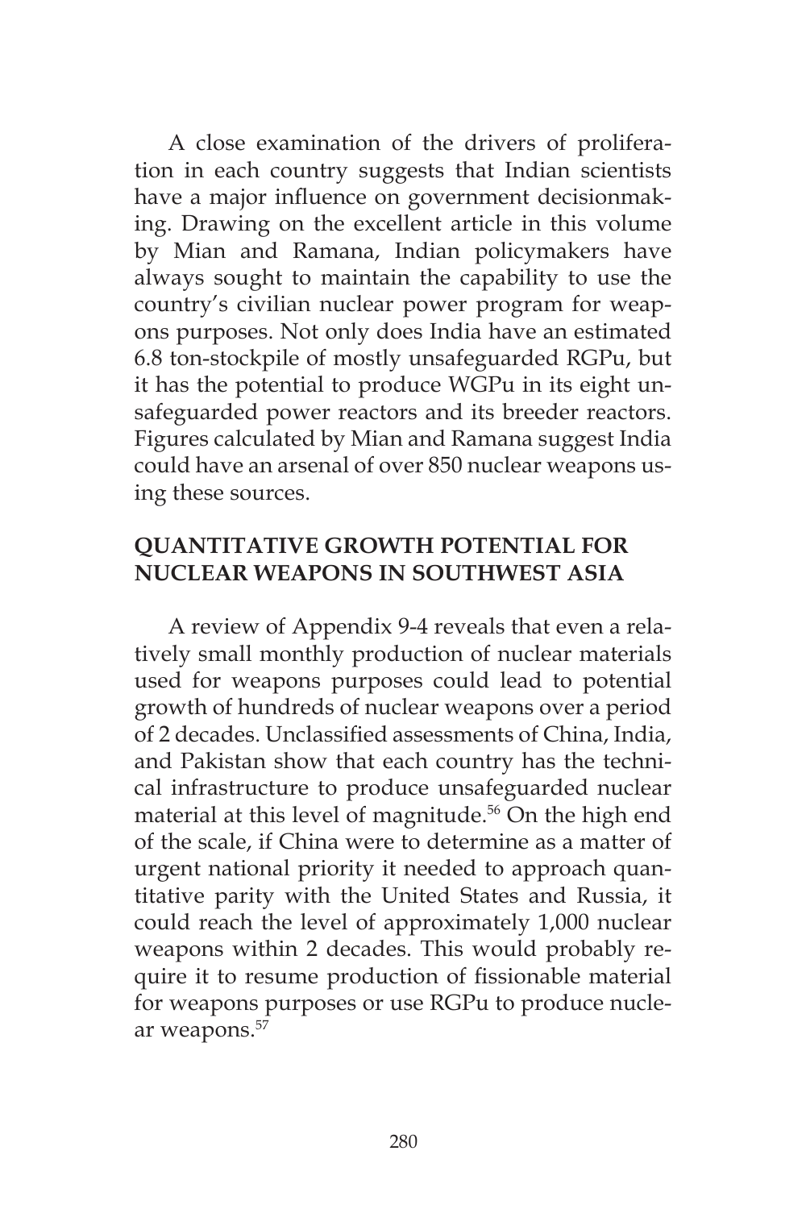A close examination of the drivers of proliferation in each country suggests that Indian scientists have a major influence on government decisionmaking. Drawing on the excellent article in this volume by Mian and Ramana, Indian policymakers have always sought to maintain the capability to use the country's civilian nuclear power program for weapons purposes. Not only does India have an estimated 6.8 ton-stockpile of mostly unsafeguarded RGPu, but it has the potential to produce WGPu in its eight unsafeguarded power reactors and its breeder reactors. Figures calculated by Mian and Ramana suggest India could have an arsenal of over 850 nuclear weapons using these sources.

## QUANTITATIVE GROWTH POTENTIAL FOR NUCLEAR WEAPONS IN SOUTHWEST ASIA

A review of Appendix 9-4 reveals that even a relatively small monthly production of nuclear materials used for weapons purposes could lead to potential growth of hundreds of nuclear weapons over a period of 2 decades. Unclassified assessments of China, India, and Pakistan show that each country has the technical infrastructure to produce unsafeguarded nuclear material at this level of magnitude.[56] On the high end of the scale, if China were to determine as a matter of urgent national priority it needed to approach quantitative parity with the United States and Russia, it could reach the level of approximately 1,000 nuclear weapons within 2 decades. This would probably require it to resume production of fissionable material for weapons purposes or use RGPu to produce nuclear weapons.[57]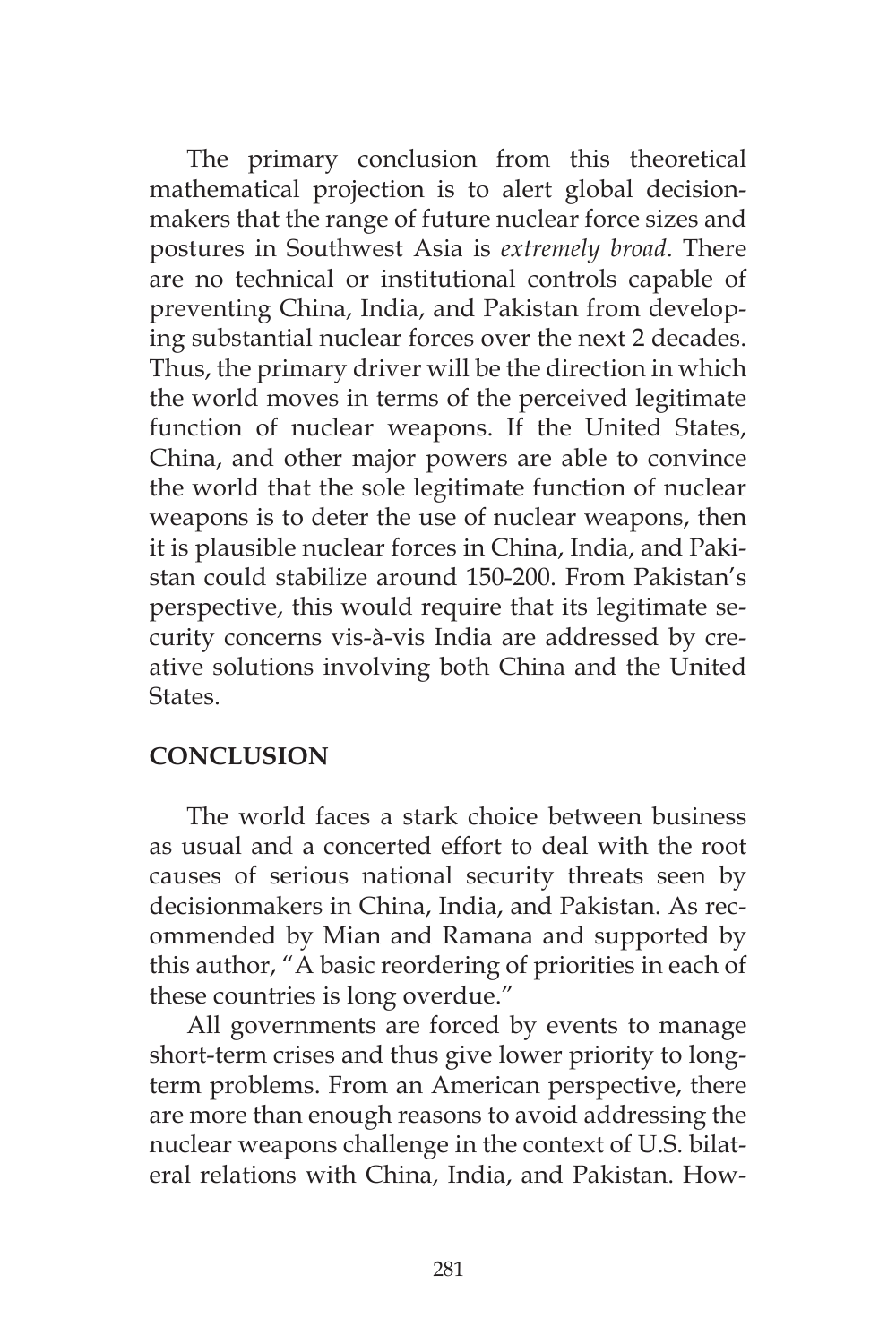The primary conclusion from this theoretical mathematical projection is to alert global decision-makers that the range of future nuclear force sizes and postures in Southwest Asia is *extremely broad*. There are no technical or institutional controls capable of preventing China, India, and Pakistan from developing substantial nuclear forces over the next 2 decades. Thus, the primary driver will be the direction in which the world moves in terms of the perceived legitimate function of nuclear weapons. If the United States, China, and other major powers are able to convince the world that the sole legitimate function of nuclear weapons is to deter the use of nuclear weapons, then it is plausible nuclear forces in China, India, and Pakistan could stabilize around 150-200. From Pakistan's perspective, this would require that its legitimate security concerns vis-à-vis India are addressed by creative solutions involving both China and the United States.

## CONCLUSION

The world faces a stark choice between business as usual and a concerted effort to deal with the root causes of serious national security threats seen by decisionmakers in China, India, and Pakistan. As recommended by Mian and Ramana and supported by this author, "A basic reordering of priorities in each of these countries is long overdue."

All governments are forced by events to manage short-term crises and thus give lower priority to long-term problems. From an American perspective, there are more than enough reasons to avoid addressing the nuclear weapons challenge in the context of U.S. bilateral relations with China, India, and Pakistan. How-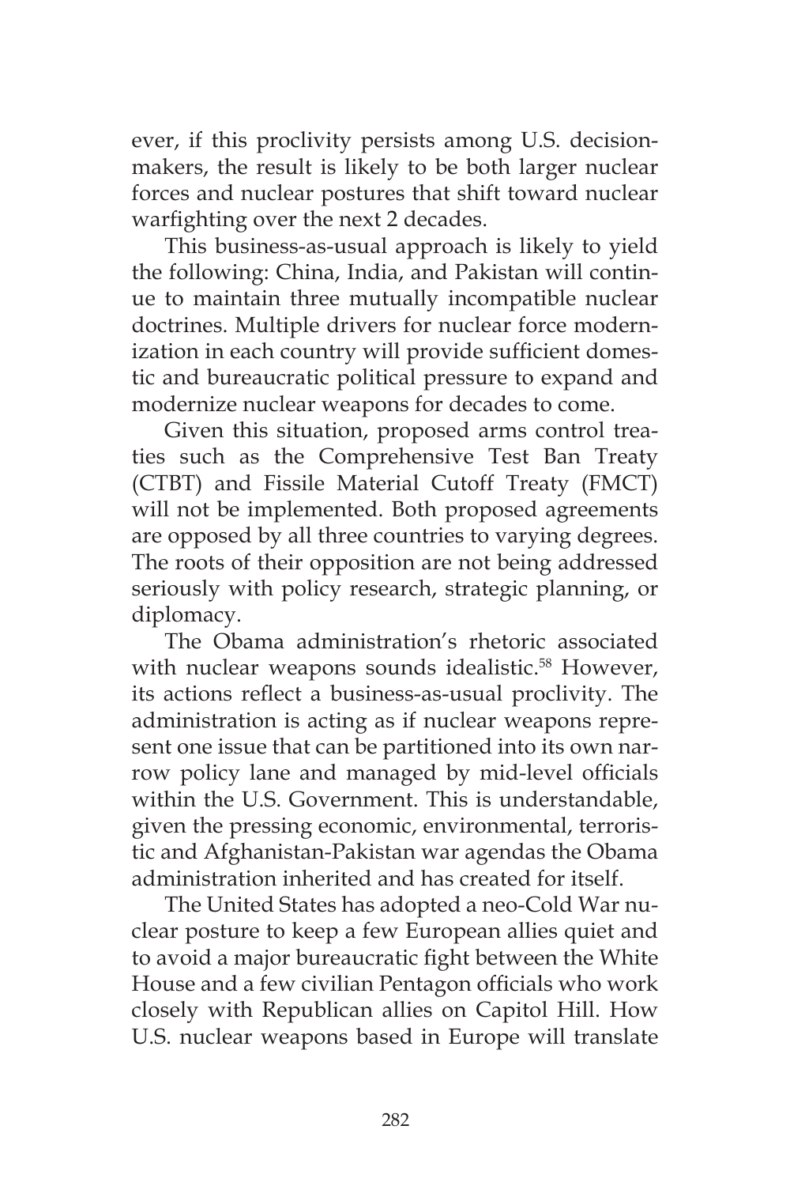ever, if this proclivity persists among U.S. decision-makers, the result is likely to be both larger nuclear forces and nuclear postures that shift toward nuclear warfighting over the next 2 decades.

This business-as-usual approach is likely to yield the following: China, India, and Pakistan will continue to maintain three mutually incompatible nuclear doctrines. Multiple drivers for nuclear force modernization in each country will provide sufficient domestic and bureaucratic political pressure to expand and modernize nuclear weapons for decades to come.

Given this situation, proposed arms control treaties such as the Comprehensive Test Ban Treaty (CTBT) and Fissile Material Cutoff Treaty (FMCT) will not be implemented. Both proposed agreements are opposed by all three countries to varying degrees. The roots of their opposition are not being addressed seriously with policy research, strategic planning, or diplomacy.

The Obama administration's rhetoric associated with nuclear weapons sounds idealistic.[58] However, its actions reflect a business-as-usual proclivity. The administration is acting as if nuclear weapons represent one issue that can be partitioned into its own narrow policy lane and managed by mid-level officials within the U.S. Government. This is understandable, given the pressing economic, environmental, terroristic and Afghanistan-Pakistan war agendas the Obama administration inherited and has created for itself.

The United States has adopted a neo-Cold War nuclear posture to keep a few European allies quiet and to avoid a major bureaucratic fight between the White House and a few civilian Pentagon officials who work closely with Republican allies on Capitol Hill. How U.S. nuclear weapons based in Europe will translate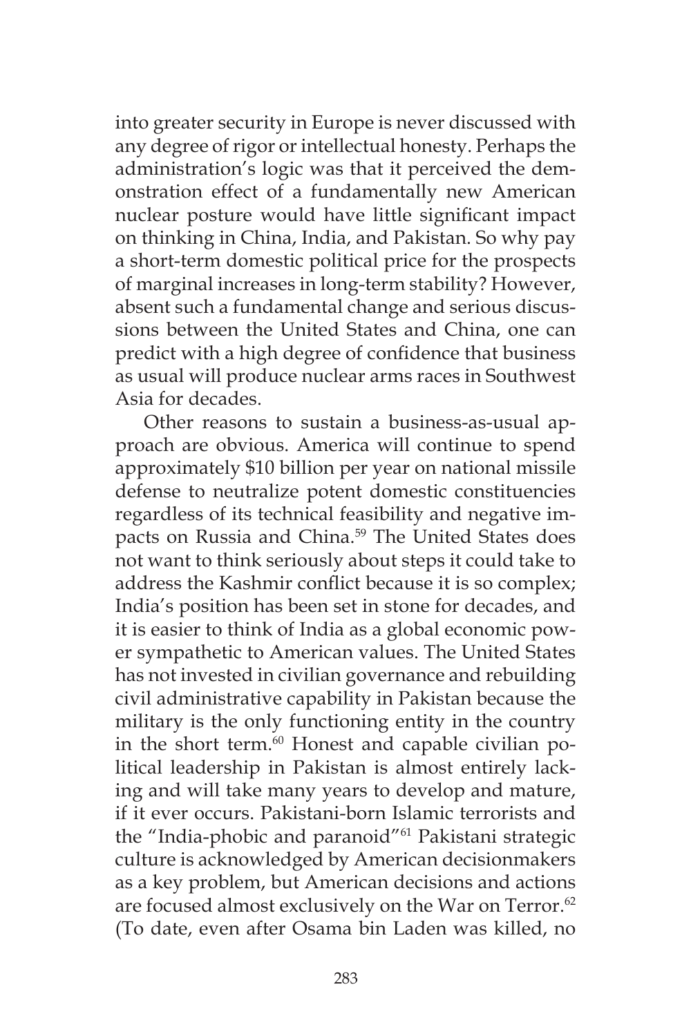into greater security in Europe is never discussed with any degree of rigor or intellectual honesty. Perhaps the administration's logic was that it perceived the demonstration effect of a fundamentally new American nuclear posture would have little significant impact on thinking in China, India, and Pakistan. So why pay a short-term domestic political price for the prospects of marginal increases in long-term stability? However, absent such a fundamental change and serious discussions between the United States and China, one can predict with a high degree of confidence that business as usual will produce nuclear arms races in Southwest Asia for decades.

Other reasons to sustain a business-as-usual approach are obvious. America will continue to spend approximately $10 billion per year on national missile defense to neutralize potent domestic constituencies regardless of its technical feasibility and negative impacts on Russia and China.[59] The United States does not want to think seriously about steps it could take to address the Kashmir conflict because it is so complex; India's position has been set in stone for decades, and it is easier to think of India as a global economic power sympathetic to American values. The United States has not invested in civilian governance and rebuilding civil administrative capability in Pakistan because the military is the only functioning entity in the country in the short term.[60] Honest and capable civilian political leadership in Pakistan is almost entirely lacking and will take many years to develop and mature, if it ever occurs. Pakistani-born Islamic terrorists and the "India-phobic and paranoid"[61] Pakistani strategic culture is acknowledged by American decisionmakers as a key problem, but American decisions and actions are focused almost exclusively on the War on Terror.[62] (To date, even after Osama bin Laden was killed, no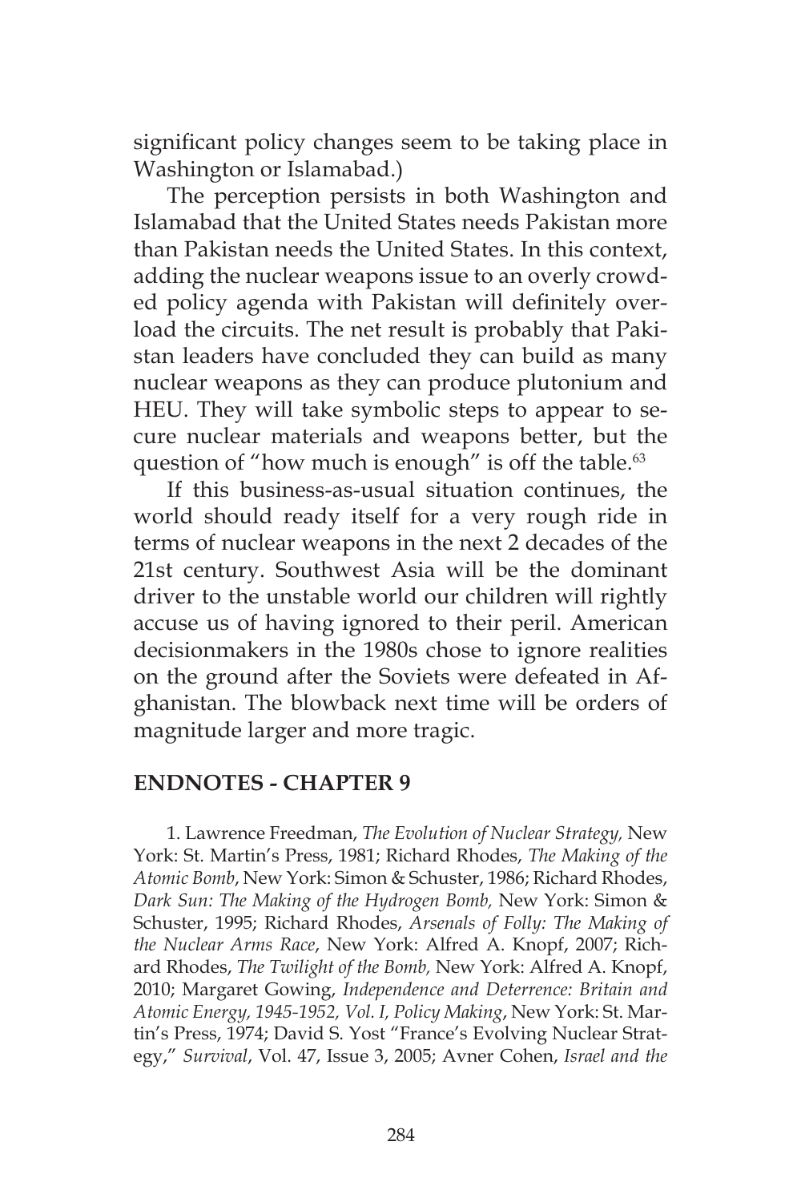significant policy changes seem to be taking place in Washington or Islamabad.)

The perception persists in both Washington and Islamabad that the United States needs Pakistan more than Pakistan needs the United States. In this context, adding the nuclear weapons issue to an overly crowded policy agenda with Pakistan will definitely overload the circuits. The net result is probably that Pakistan leaders have concluded they can build as many nuclear weapons as they can produce plutonium and HEU. They will take symbolic steps to appear to secure nuclear materials and weapons better, but the question of "how much is enough" is off the table.[63]

If this business-as-usual situation continues, the world should ready itself for a very rough ride in terms of nuclear weapons in the next 2 decades of the 21st century. Southwest Asia will be the dominant driver to the unstable world our children will rightly accuse us of having ignored to their peril. American decisionmakers in the 1980s chose to ignore realities on the ground after the Soviets were defeated in Afghanistan. The blowback next time will be orders of magnitude larger and more tragic.

## ENDNOTES - CHAPTER 9

1. Lawrence Freedman, *The Evolution of Nuclear Strategy,* New York: St. Martin's Press, 1981; Richard Rhodes, *The Making of the Atomic Bomb*, New York: Simon & Schuster, 1986; Richard Rhodes, *Dark Sun: The Making of the Hydrogen Bomb,* New York: Simon & Schuster, 1995; Richard Rhodes, *Arsenals of Folly: The Making of the Nuclear Arms Race*, New York: Alfred A. Knopf, 2007; Richard Rhodes, *The Twilight of the Bomb,* New York: Alfred A. Knopf, 2010; Margaret Gowing, *Independence and Deterrence: Britain and Atomic Energy, 1945-1952, Vol. I, Policy Making*, New York: St. Martin's Press, 1974; David S. Yost "France's Evolving Nuclear Strategy," *Survival*, Vol. 47, Issue 3, 2005; Avner Cohen, *Israel and the*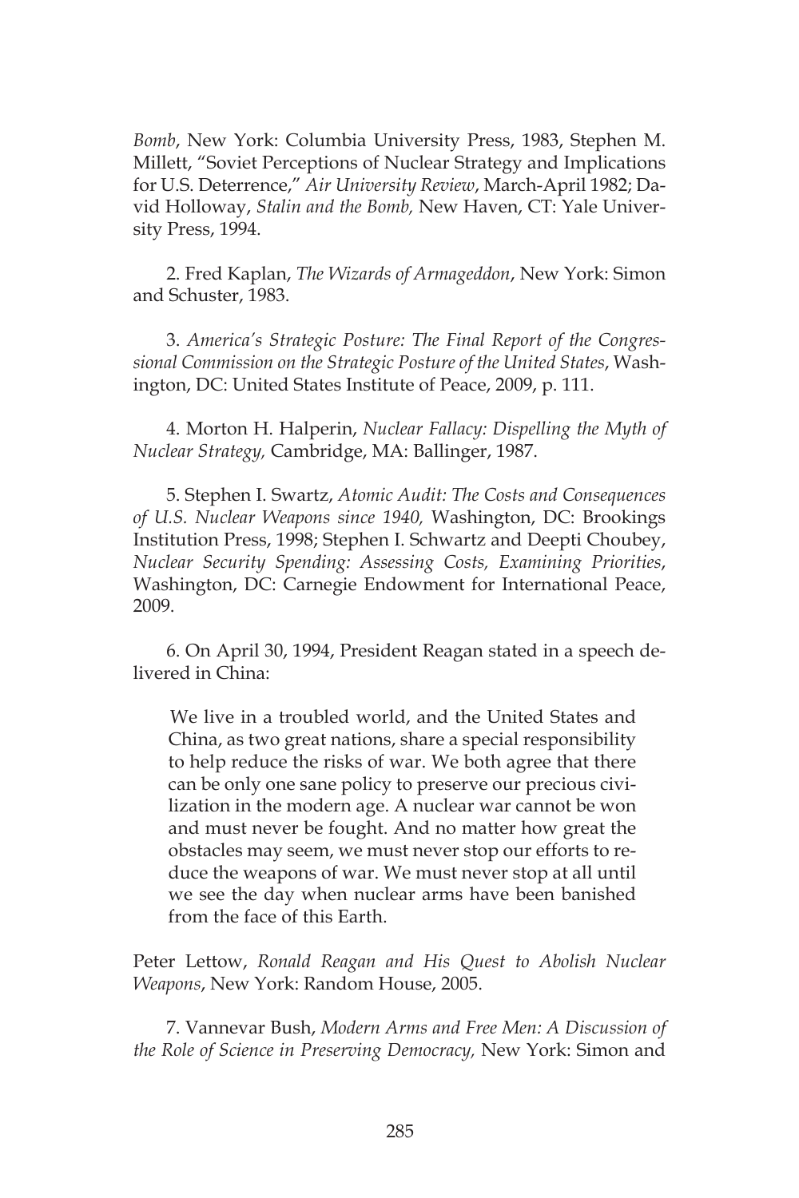*Bomb*, New York: Columbia University Press, 1983, Stephen M. Millett, "Soviet Perceptions of Nuclear Strategy and Implications for U.S. Deterrence," *Air University Review*, March-April 1982; David Holloway, *Stalin and the Bomb,* New Haven, CT: Yale University Press, 1994.

2. Fred Kaplan, *The Wizards of Armageddon*, New York: Simon and Schuster, 1983.

3. *America's Strategic Posture: The Final Report of the Congressional Commission on the Strategic Posture of the United States*, Washington, DC: United States Institute of Peace, 2009, p. 111.

4. Morton H. Halperin, *Nuclear Fallacy: Dispelling the Myth of Nuclear Strategy,* Cambridge, MA: Ballinger, 1987.

5. Stephen I. Swartz, *Atomic Audit: The Costs and Consequences of U.S. Nuclear Weapons since 1940,* Washington, DC: Brookings Institution Press, 1998; Stephen I. Schwartz and Deepti Choubey, *Nuclear Security Spending: Assessing Costs, Examining Priorities*, Washington, DC: Carnegie Endowment for International Peace, 2009.

6. On April 30, 1994, President Reagan stated in a speech delivered in China:

> We live in a troubled world, and the United States and China, as two great nations, share a special responsibility to help reduce the risks of war. We both agree that there can be only one sane policy to preserve our precious civilization in the modern age. A nuclear war cannot be won and must never be fought. And no matter how great the obstacles may seem, we must never stop our efforts to reduce the weapons of war. We must never stop at all until we see the day when nuclear arms have been banished from the face of this Earth.

Peter Lettow, *Ronald Reagan and His Quest to Abolish Nuclear Weapons*, New York: Random House, 2005.

7. Vannevar Bush, *Modern Arms and Free Men: A Discussion of the Role of Science in Preserving Democracy,* New York: Simon and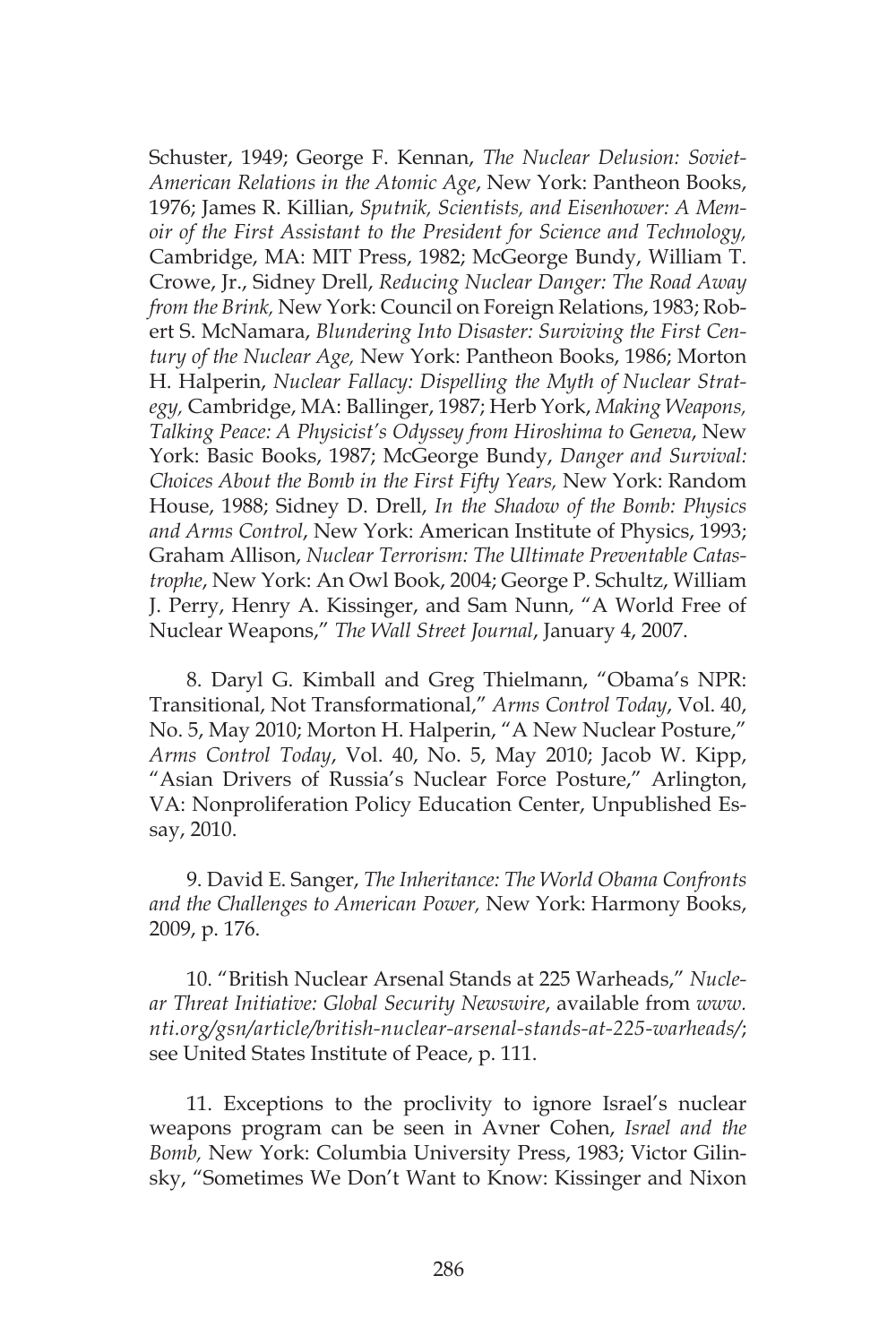Schuster, 1949; George F. Kennan, *The Nuclear Delusion: Soviet-American Relations in the Atomic Age*, New York: Pantheon Books, 1976; James R. Killian, *Sputnik, Scientists, and Eisenhower: A Memoir of the First Assistant to the President for Science and Technology,* Cambridge, MA: MIT Press, 1982; McGeorge Bundy, William T. Crowe, Jr., Sidney Drell, *Reducing Nuclear Danger: The Road Away from the Brink,* New York: Council on Foreign Relations, 1983; Robert S. McNamara, *Blundering Into Disaster: Surviving the First Century of the Nuclear Age,* New York: Pantheon Books, 1986; Morton H. Halperin, *Nuclear Fallacy: Dispelling the Myth of Nuclear Strategy,* Cambridge, MA: Ballinger, 1987; Herb York, *Making Weapons, Talking Peace: A Physicist's Odyssey from Hiroshima to Geneva*, New York: Basic Books, 1987; McGeorge Bundy, *Danger and Survival: Choices About the Bomb in the First Fifty Years,* New York: Random House, 1988; Sidney D. Drell, *In the Shadow of the Bomb: Physics and Arms Control*, New York: American Institute of Physics, 1993; Graham Allison, *Nuclear Terrorism: The Ultimate Preventable Catastrophe*, New York: An Owl Book, 2004; George P. Schultz, William J. Perry, Henry A. Kissinger, and Sam Nunn, "A World Free of Nuclear Weapons," *The Wall Street Journal*, January 4, 2007.

8. Daryl G. Kimball and Greg Thielmann, "Obama's NPR: Transitional, Not Transformational," *Arms Control Today*, Vol. 40, No. 5, May 2010; Morton H. Halperin, "A New Nuclear Posture," *Arms Control Today*, Vol. 40, No. 5, May 2010; Jacob W. Kipp, "Asian Drivers of Russia's Nuclear Force Posture," Arlington, VA: Nonproliferation Policy Education Center, Unpublished Essay, 2010.

9. David E. Sanger, *The Inheritance: The World Obama Confronts and the Challenges to American Power,* New York: Harmony Books, 2009, p. 176.

10. "British Nuclear Arsenal Stands at 225 Warheads," *Nuclear Threat Initiative: Global Security Newswire*, available from *www.nti.org/gsn/article/british-nuclear-arsenal-stands-at-225-warheads/*; see United States Institute of Peace, p. 111.

11. Exceptions to the proclivity to ignore Israel's nuclear weapons program can be seen in Avner Cohen, *Israel and the Bomb,* New York: Columbia University Press, 1983; Victor Gilinsky, "Sometimes We Don't Want to Know: Kissinger and Nixon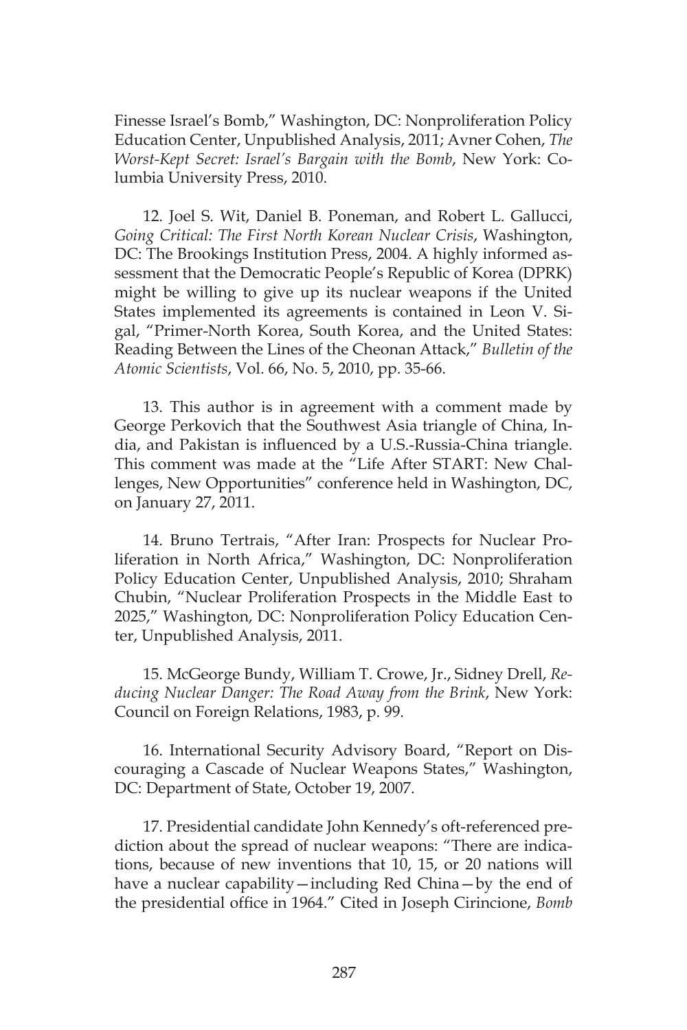Finesse Israel's Bomb," Washington, DC: Nonproliferation Policy Education Center, Unpublished Analysis, 2011; Avner Cohen, *The Worst-Kept Secret: Israel's Bargain with the Bomb*, New York: Columbia University Press, 2010.

12. Joel S. Wit, Daniel B. Poneman, and Robert L. Gallucci, *Going Critical: The First North Korean Nuclear Crisis*, Washington, DC: The Brookings Institution Press, 2004. A highly informed assessment that the Democratic People's Republic of Korea (DPRK) might be willing to give up its nuclear weapons if the United States implemented its agreements is contained in Leon V. Sigal, "Primer-North Korea, South Korea, and the United States: Reading Between the Lines of the Cheonan Attack," *Bulletin of the Atomic Scientists*, Vol. 66, No. 5, 2010, pp. 35-66.

13. This author is in agreement with a comment made by George Perkovich that the Southwest Asia triangle of China, India, and Pakistan is influenced by a U.S.-Russia-China triangle. This comment was made at the "Life After START: New Challenges, New Opportunities" conference held in Washington, DC, on January 27, 2011.

14. Bruno Tertrais, "After Iran: Prospects for Nuclear Proliferation in North Africa," Washington, DC: Nonproliferation Policy Education Center, Unpublished Analysis, 2010; Shraham Chubin, "Nuclear Proliferation Prospects in the Middle East to 2025," Washington, DC: Nonproliferation Policy Education Center, Unpublished Analysis, 2011.

15. McGeorge Bundy, William T. Crowe, Jr., Sidney Drell, *Reducing Nuclear Danger: The Road Away from the Brink*, New York: Council on Foreign Relations, 1983, p. 99.

16. International Security Advisory Board, "Report on Discouraging a Cascade of Nuclear Weapons States," Washington, DC: Department of State, October 19, 2007.

17. Presidential candidate John Kennedy's oft-referenced prediction about the spread of nuclear weapons: "There are indications, because of new inventions that 10, 15, or 20 nations will have a nuclear capability—including Red China—by the end of the presidential office in 1964." Cited in Joseph Cirincione, *Bomb*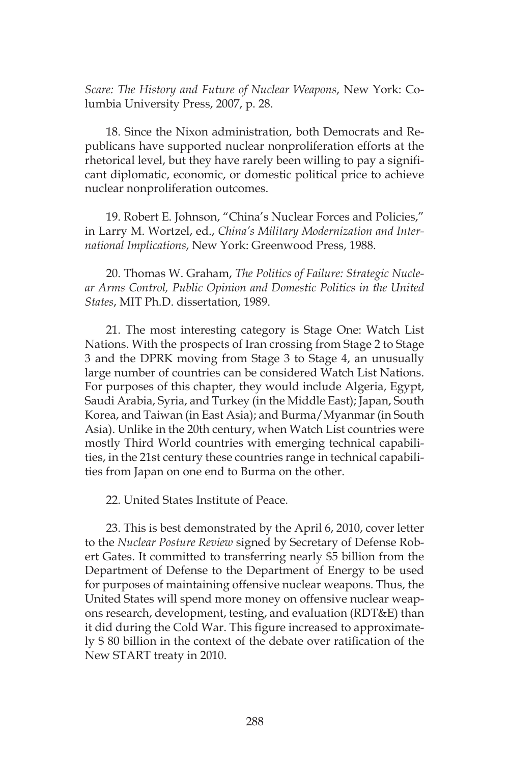*Scare: The History and Future of Nuclear Weapons*, New York: Columbia University Press, 2007, p. 28.

18. Since the Nixon administration, both Democrats and Republicans have supported nuclear nonproliferation efforts at the rhetorical level, but they have rarely been willing to pay a significant diplomatic, economic, or domestic political price to achieve nuclear nonproliferation outcomes.

19. Robert E. Johnson, "China's Nuclear Forces and Policies," in Larry M. Wortzel, ed., *China's Military Modernization and International Implications*, New York: Greenwood Press, 1988.

20. Thomas W. Graham, *The Politics of Failure: Strategic Nuclear Arms Control, Public Opinion and Domestic Politics in the United States*, MIT Ph.D. dissertation, 1989.

21. The most interesting category is Stage One: Watch List Nations. With the prospects of Iran crossing from Stage 2 to Stage 3 and the DPRK moving from Stage 3 to Stage 4, an unusually large number of countries can be considered Watch List Nations. For purposes of this chapter, they would include Algeria, Egypt, Saudi Arabia, Syria, and Turkey (in the Middle East); Japan, South Korea, and Taiwan (in East Asia); and Burma/Myanmar (in South Asia). Unlike in the 20th century, when Watch List countries were mostly Third World countries with emerging technical capabilities, in the 21st century these countries range in technical capabilities from Japan on one end to Burma on the other.

22. United States Institute of Peace.

23. This is best demonstrated by the April 6, 2010, cover letter to the *Nuclear Posture Review* signed by Secretary of Defense Robert Gates. It committed to transferring nearly $5 billion from the Department of Defense to the Department of Energy to be used for purposes of maintaining offensive nuclear weapons. Thus, the United States will spend more money on offensive nuclear weapons research, development, testing, and evaluation (RDT&E) than it did during the Cold War. This figure increased to approximately $ 80 billion in the context of the debate over ratification of the New START treaty in 2010.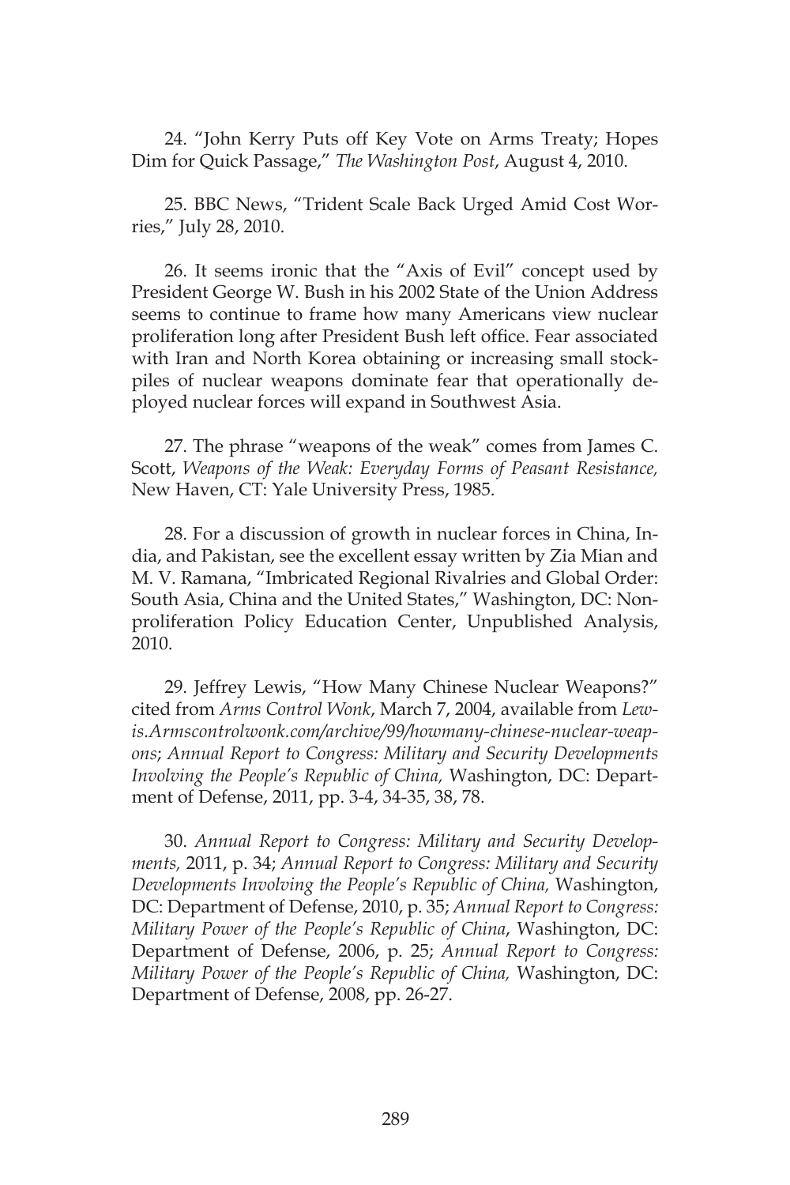24. "John Kerry Puts off Key Vote on Arms Treaty; Hopes Dim for Quick Passage," *The Washington Post*, August 4, 2010.

25. BBC News, "Trident Scale Back Urged Amid Cost Worries," July 28, 2010.

26. It seems ironic that the "Axis of Evil" concept used by President George W. Bush in his 2002 State of the Union Address seems to continue to frame how many Americans view nuclear proliferation long after President Bush left office. Fear associated with Iran and North Korea obtaining or increasing small stockpiles of nuclear weapons dominate fear that operationally deployed nuclear forces will expand in Southwest Asia.

27. The phrase "weapons of the weak" comes from James C. Scott, *Weapons of the Weak: Everyday Forms of Peasant Resistance,* New Haven, CT: Yale University Press, 1985.

28. For a discussion of growth in nuclear forces in China, India, and Pakistan, see the excellent essay written by Zia Mian and M. V. Ramana, "Imbricated Regional Rivalries and Global Order: South Asia, China and the United States," Washington, DC: Nonproliferation Policy Education Center, Unpublished Analysis, 2010.

29. Jeffrey Lewis, "How Many Chinese Nuclear Weapons?" cited from *Arms Control Wonk*, March 7, 2004, available from *Lewis.Armscontrolwonk.com/archive/99/howmany-chinese-nuclear-weapons*; *Annual Report to Congress: Military and Security Developments Involving the People's Republic of China,* Washington, DC: Department of Defense, 2011, pp. 3-4, 34-35, 38, 78.

30. *Annual Report to Congress: Military and Security Developments,* 2011, p. 34; *Annual Report to Congress: Military and Security Developments Involving the People's Republic of China,* Washington, DC: Department of Defense, 2010, p. 35; *Annual Report to Congress: Military Power of the People's Republic of China*, Washington, DC: Department of Defense, 2006, p. 25; *Annual Report to Congress: Military Power of the People's Republic of China,* Washington, DC: Department of Defense, 2008, pp. 26-27.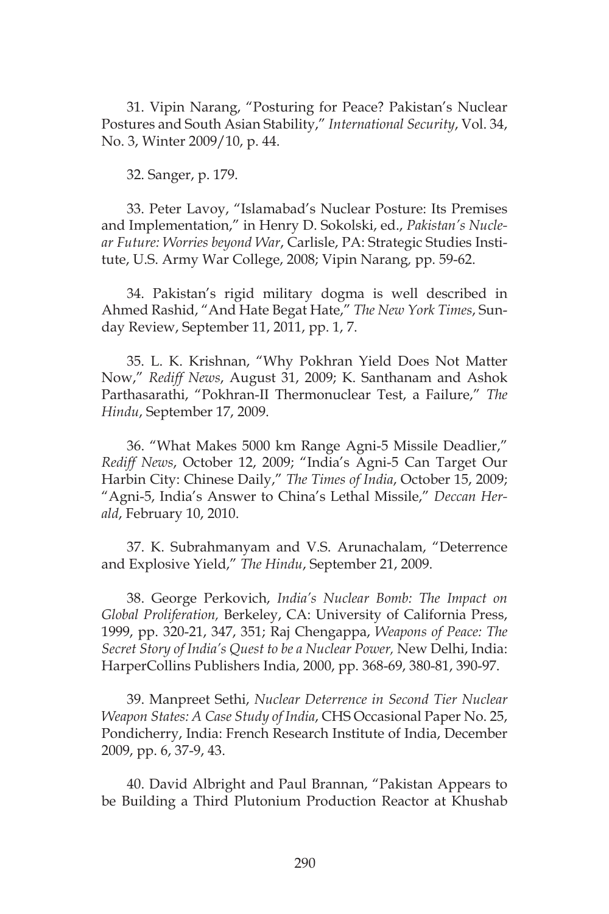31. Vipin Narang, "Posturing for Peace? Pakistan's Nuclear Postures and South Asian Stability," *International Security*, Vol. 34, No. 3, Winter 2009/10, p. 44.

32. Sanger, p. 179.

33. Peter Lavoy, "Islamabad's Nuclear Posture: Its Premises and Implementation," in Henry D. Sokolski, ed., *Pakistan's Nuclear Future: Worries beyond War*, Carlisle, PA: Strategic Studies Institute, U.S. Army War College, 2008; Vipin Narang, pp. 59-62.

34. Pakistan's rigid military dogma is well described in Ahmed Rashid, "And Hate Begat Hate," *The New York Times*, Sunday Review, September 11, 2011, pp. 1, 7.

35. L. K. Krishnan, "Why Pokhran Yield Does Not Matter Now," *Rediff News*, August 31, 2009; K. Santhanam and Ashok Parthasarathi, "Pokhran-II Thermonuclear Test, a Failure," *The Hindu*, September 17, 2009.

36. "What Makes 5000 km Range Agni-5 Missile Deadlier," *Rediff News*, October 12, 2009; "India's Agni-5 Can Target Our Harbin City: Chinese Daily," *The Times of India*, October 15, 2009; "Agni-5, India's Answer to China's Lethal Missile," *Deccan Herald*, February 10, 2010.

37. K. Subrahmanyam and V.S. Arunachalam, "Deterrence and Explosive Yield," *The Hindu*, September 21, 2009.

38. George Perkovich, *India's Nuclear Bomb: The Impact on Global Proliferation,* Berkeley, CA: University of California Press, 1999, pp. 320-21, 347, 351; Raj Chengappa, *Weapons of Peace: The Secret Story of India's Quest to be a Nuclear Power,* New Delhi, India: HarperCollins Publishers India, 2000, pp. 368-69, 380-81, 390-97.

39. Manpreet Sethi, *Nuclear Deterrence in Second Tier Nuclear Weapon States: A Case Study of India*, CHS Occasional Paper No. 25, Pondicherry, India: French Research Institute of India, December 2009, pp. 6, 37-9, 43.

40. David Albright and Paul Brannan, "Pakistan Appears to be Building a Third Plutonium Production Reactor at Khushab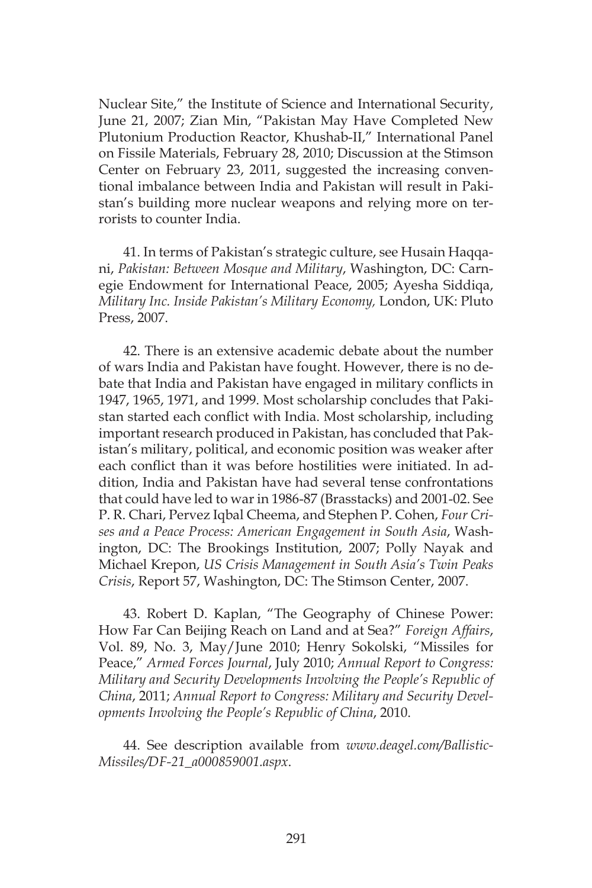Nuclear Site," the Institute of Science and International Security, June 21, 2007; Zian Min, "Pakistan May Have Completed New Plutonium Production Reactor, Khushab-II," International Panel on Fissile Materials, February 28, 2010; Discussion at the Stimson Center on February 23, 2011, suggested the increasing conventional imbalance between India and Pakistan will result in Pakistan's building more nuclear weapons and relying more on terrorists to counter India.

41. In terms of Pakistan's strategic culture, see Husain Haqqani, *Pakistan: Between Mosque and Military*, Washington, DC: Carnegie Endowment for International Peace, 2005; Ayesha Siddiqa, *Military Inc. Inside Pakistan's Military Economy,* London, UK: Pluto Press, 2007.

42. There is an extensive academic debate about the number of wars India and Pakistan have fought. However, there is no debate that India and Pakistan have engaged in military conflicts in 1947, 1965, 1971, and 1999. Most scholarship concludes that Pakistan started each conflict with India. Most scholarship, including important research produced in Pakistan, has concluded that Pakistan's military, political, and economic position was weaker after each conflict than it was before hostilities were initiated. In addition, India and Pakistan have had several tense confrontations that could have led to war in 1986-87 (Brasstacks) and 2001-02. See P. R. Chari, Pervez Iqbal Cheema, and Stephen P. Cohen, *Four Crises and a Peace Process: American Engagement in South Asia*, Washington, DC: The Brookings Institution, 2007; Polly Nayak and Michael Krepon, *US Crisis Management in South Asia's Twin Peaks Crisis*, Report 57, Washington, DC: The Stimson Center, 2007.

43. Robert D. Kaplan, "The Geography of Chinese Power: How Far Can Beijing Reach on Land and at Sea?" *Foreign Affairs*, Vol. 89, No. 3, May/June 2010; Henry Sokolski, "Missiles for Peace," *Armed Forces Journal*, July 2010; *Annual Report to Congress: Military and Security Developments Involving the People's Republic of China*, 2011; *Annual Report to Congress: Military and Security Developments Involving the People's Republic of China*, 2010.

44. See description available from *www.deagel.com/Ballistic-Missiles/DF-21_a000859001.aspx*.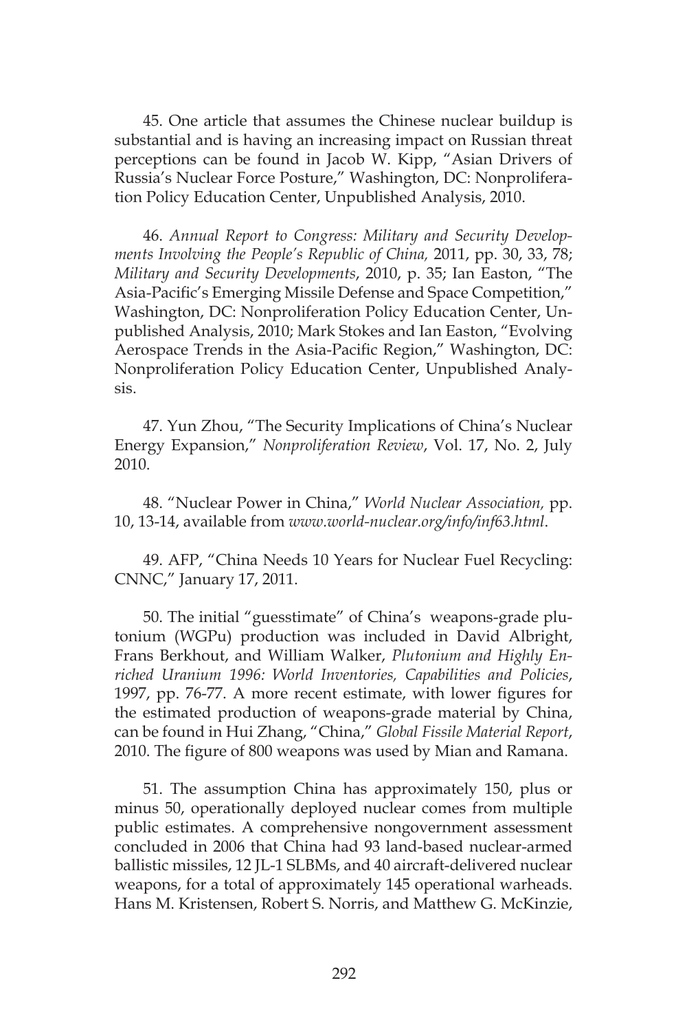45. One article that assumes the Chinese nuclear buildup is substantial and is having an increasing impact on Russian threat perceptions can be found in Jacob W. Kipp, "Asian Drivers of Russia's Nuclear Force Posture," Washington, DC: Nonproliferation Policy Education Center, Unpublished Analysis, 2010.

46. *Annual Report to Congress: Military and Security Developments Involving the People's Republic of China,* 2011, pp. 30, 33, 78; *Military and Security Developments*, 2010, p. 35; Ian Easton, "The Asia-Pacific's Emerging Missile Defense and Space Competition," Washington, DC: Nonproliferation Policy Education Center, Unpublished Analysis, 2010; Mark Stokes and Ian Easton, "Evolving Aerospace Trends in the Asia-Pacific Region," Washington, DC: Nonproliferation Policy Education Center, Unpublished Analysis.

47. Yun Zhou, "The Security Implications of China's Nuclear Energy Expansion," *Nonproliferation Review*, Vol. 17, No. 2, July 2010.

48. "Nuclear Power in China," *World Nuclear Association,* pp. 10, 13-14, available from *www.world-nuclear.org/info/inf63.html*.

49. AFP, "China Needs 10 Years for Nuclear Fuel Recycling: CNNC," January 17, 2011.

50. The initial "guesstimate" of China's weapons-grade plutonium (WGPu) production was included in David Albright, Frans Berkhout, and William Walker, *Plutonium and Highly Enriched Uranium 1996: World Inventories, Capabilities and Policies*, 1997, pp. 76-77. A more recent estimate, with lower figures for the estimated production of weapons-grade material by China, can be found in Hui Zhang, "China," *Global Fissile Material Report*, 2010. The figure of 800 weapons was used by Mian and Ramana.

51. The assumption China has approximately 150, plus or minus 50, operationally deployed nuclear comes from multiple public estimates. A comprehensive nongovernment assessment concluded in 2006 that China had 93 land-based nuclear-armed ballistic missiles, 12 JL-1 SLBMs, and 40 aircraft-delivered nuclear weapons, for a total of approximately 145 operational warheads. Hans M. Kristensen, Robert S. Norris, and Matthew G. McKinzie,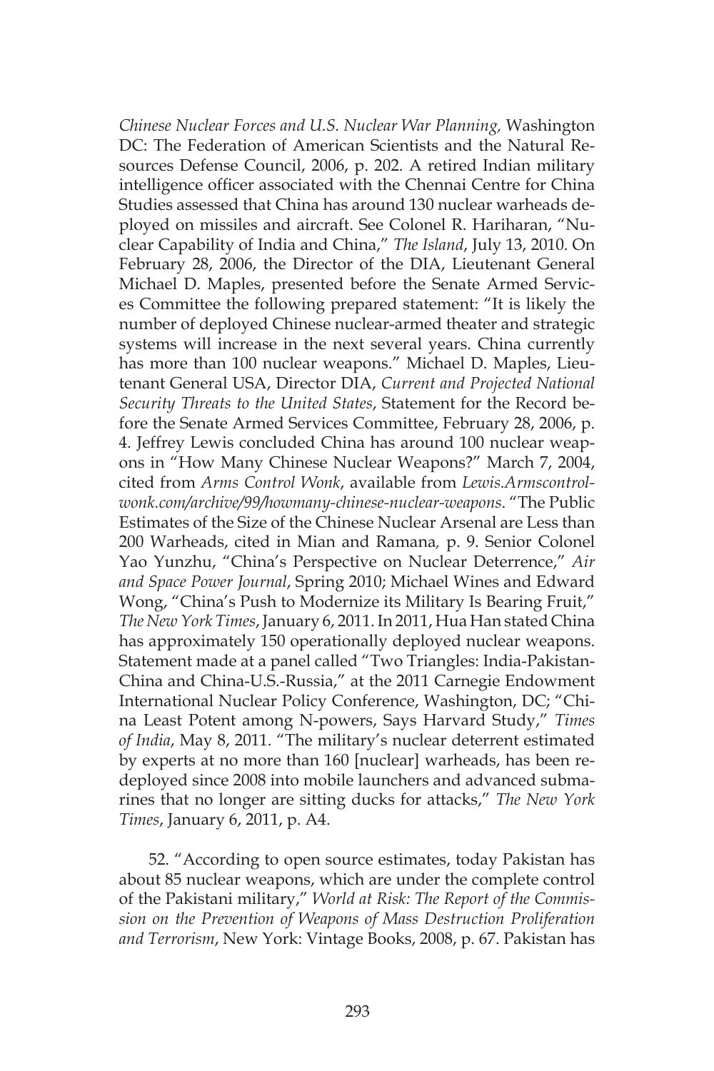*Chinese Nuclear Forces and U.S. Nuclear War Planning,* Washington DC: The Federation of American Scientists and the Natural Resources Defense Council, 2006, p. 202. A retired Indian military intelligence officer associated with the Chennai Centre for China Studies assessed that China has around 130 nuclear warheads deployed on missiles and aircraft. See Colonel R. Hariharan, "Nuclear Capability of India and China," *The Island*, July 13, 2010. On February 28, 2006, the Director of the DIA, Lieutenant General Michael D. Maples, presented before the Senate Armed Services Committee the following prepared statement: "It is likely the number of deployed Chinese nuclear-armed theater and strategic systems will increase in the next several years. China currently has more than 100 nuclear weapons." Michael D. Maples, Lieutenant General USA, Director DIA, *Current and Projected National Security Threats to the United States*, Statement for the Record before the Senate Armed Services Committee, February 28, 2006, p. 4. Jeffrey Lewis concluded China has around 100 nuclear weapons in "How Many Chinese Nuclear Weapons?" March 7, 2004, cited from *Arms Control Wonk*, available from *Lewis.Armscontrolwonk.com/archive/99/howmany-chinese-nuclear-weapons*. "The Public Estimates of the Size of the Chinese Nuclear Arsenal are Less than 200 Warheads, cited in Mian and Ramana, p. 9. Senior Colonel Yao Yunzhu, "China's Perspective on Nuclear Deterrence," *Air and Space Power Journal*, Spring 2010; Michael Wines and Edward Wong, "China's Push to Modernize its Military Is Bearing Fruit," *The New York Times*, January 6, 2011. In 2011, Hua Han stated China has approximately 150 operationally deployed nuclear weapons. Statement made at a panel called "Two Triangles: India-Pakistan-China and China-U.S.-Russia," at the 2011 Carnegie Endowment International Nuclear Policy Conference, Washington, DC; "China Least Potent among N-powers, Says Harvard Study," *Times of India*, May 8, 2011. "The military's nuclear deterrent estimated by experts at no more than 160 [nuclear] warheads, has been redeployed since 2008 into mobile launchers and advanced submarines that no longer are sitting ducks for attacks," *The New York Times*, January 6, 2011, p. A4.

52. "According to open source estimates, today Pakistan has about 85 nuclear weapons, which are under the complete control of the Pakistani military," *World at Risk: The Report of the Commission on the Prevention of Weapons of Mass Destruction Proliferation and Terrorism*, New York: Vintage Books, 2008, p. 67. Pakistan has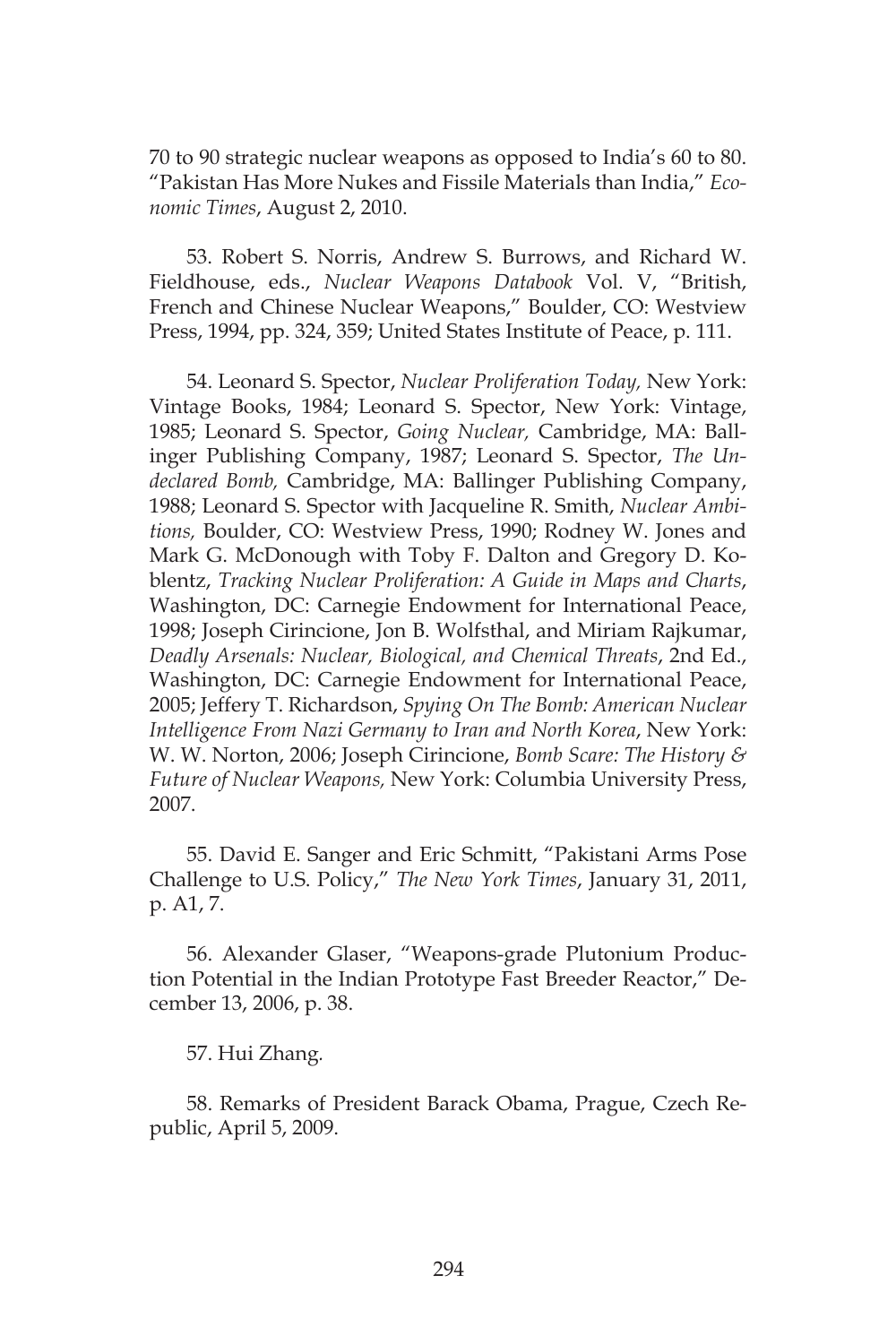70 to 90 strategic nuclear weapons as opposed to India's 60 to 80. "Pakistan Has More Nukes and Fissile Materials than India," *Economic Times*, August 2, 2010.

53. Robert S. Norris, Andrew S. Burrows, and Richard W. Fieldhouse, eds., *Nuclear Weapons Databook* Vol. V, "British, French and Chinese Nuclear Weapons," Boulder, CO: Westview Press, 1994, pp. 324, 359; United States Institute of Peace, p. 111.

54. Leonard S. Spector, *Nuclear Proliferation Today,* New York: Vintage Books, 1984; Leonard S. Spector, New York: Vintage, 1985; Leonard S. Spector, *Going Nuclear,* Cambridge, MA: Ballinger Publishing Company, 1987; Leonard S. Spector, *The Undeclared Bomb,* Cambridge, MA: Ballinger Publishing Company, 1988; Leonard S. Spector with Jacqueline R. Smith, *Nuclear Ambitions,* Boulder, CO: Westview Press, 1990; Rodney W. Jones and Mark G. McDonough with Toby F. Dalton and Gregory D. Koblentz, *Tracking Nuclear Proliferation: A Guide in Maps and Charts*, Washington, DC: Carnegie Endowment for International Peace, 1998; Joseph Cirincione, Jon B. Wolfsthal, and Miriam Rajkumar, *Deadly Arsenals: Nuclear, Biological, and Chemical Threats*, 2nd Ed., Washington, DC: Carnegie Endowment for International Peace, 2005; Jeffery T. Richardson, *Spying On The Bomb: American Nuclear Intelligence From Nazi Germany to Iran and North Korea*, New York: W. W. Norton, 2006; Joseph Cirincione, *Bomb Scare: The History & Future of Nuclear Weapons,* New York: Columbia University Press, 2007.

55. David E. Sanger and Eric Schmitt, "Pakistani Arms Pose Challenge to U.S. Policy," *The New York Times*, January 31, 2011, p. A1, 7.

56. Alexander Glaser, "Weapons-grade Plutonium Production Potential in the Indian Prototype Fast Breeder Reactor," December 13, 2006, p. 38.

57. Hui Zhang.

58. Remarks of President Barack Obama, Prague, Czech Republic, April 5, 2009.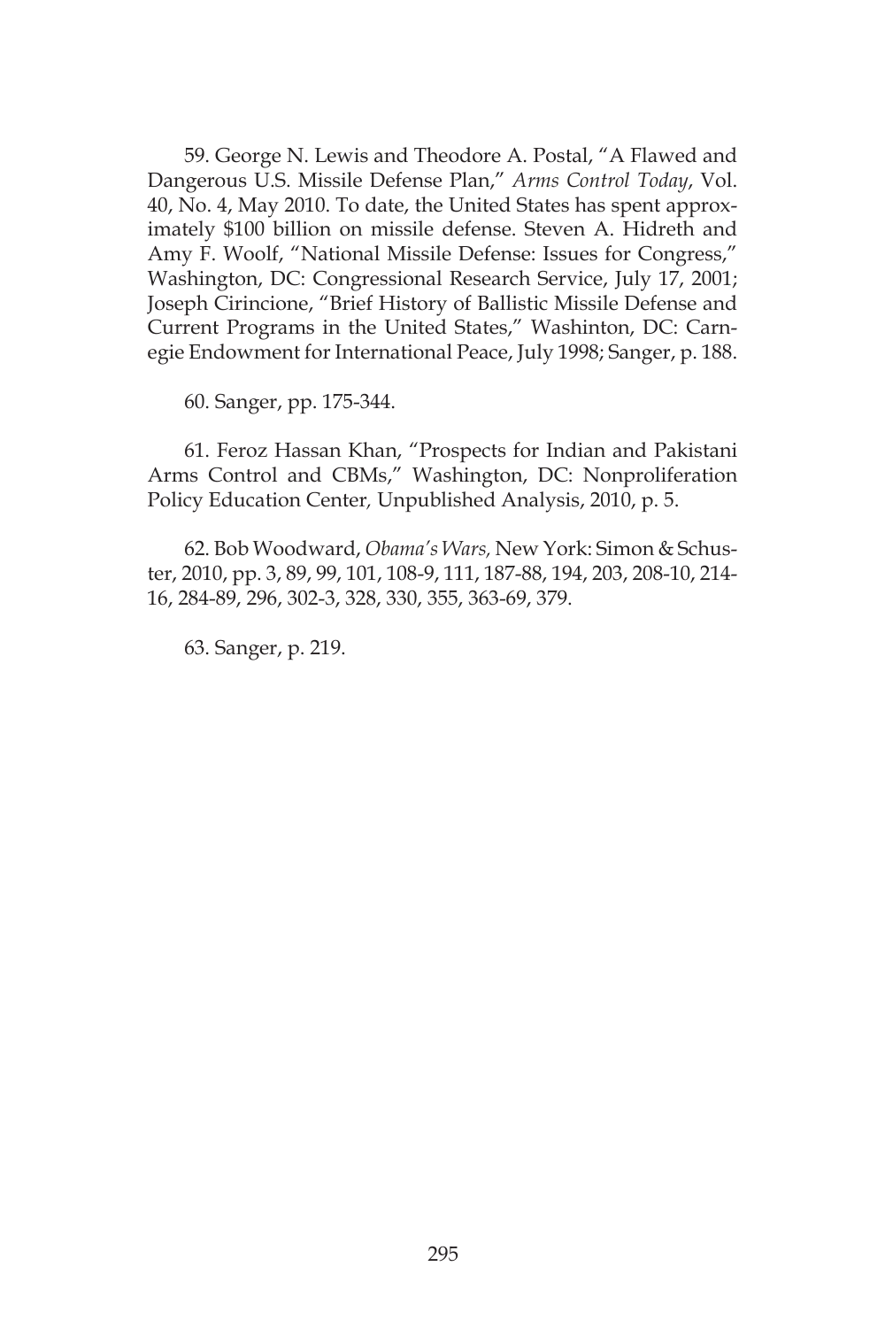59. George N. Lewis and Theodore A. Postal, "A Flawed and Dangerous U.S. Missile Defense Plan," *Arms Control Today*, Vol. 40, No. 4, May 2010. To date, the United States has spent approximately $100 billion on missile defense. Steven A. Hidreth and Amy F. Woolf, "National Missile Defense: Issues for Congress," Washington, DC: Congressional Research Service, July 17, 2001; Joseph Cirincione, "Brief History of Ballistic Missile Defense and Current Programs in the United States," Washinton, DC: Carnegie Endowment for International Peace, July 1998; Sanger, p. 188.

60. Sanger, pp. 175-344.

61. Feroz Hassan Khan, "Prospects for Indian and Pakistani Arms Control and CBMs," Washington, DC: Nonproliferation Policy Education Center, Unpublished Analysis, 2010, p. 5.

62. Bob Woodward, *Obama's Wars,* New York: Simon & Schuster, 2010, pp. 3, 89, 99, 101, 108-9, 111, 187-88, 194, 203, 208-10, 214-16, 284-89, 296, 302-3, 328, 330, 355, 363-69, 379.

63. Sanger, p. 219.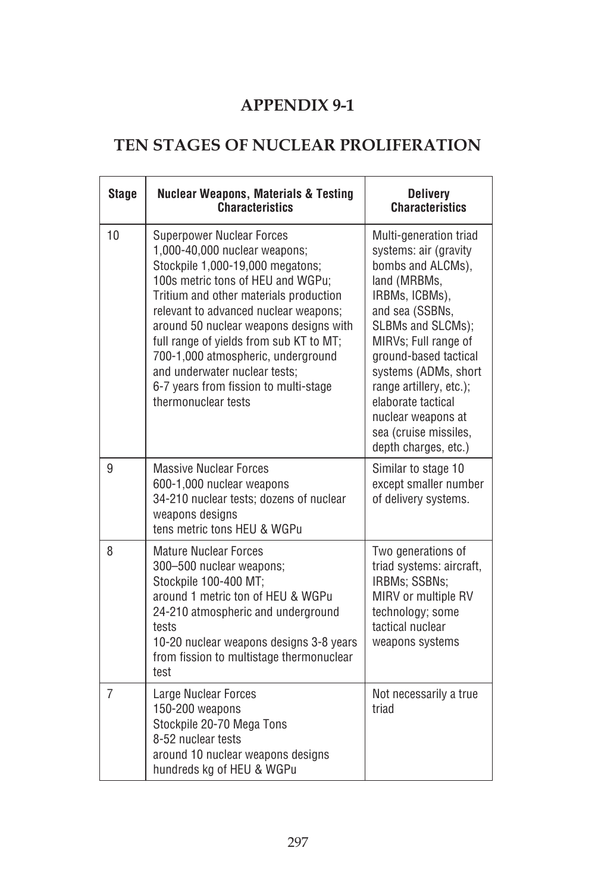# APPENDIX 9-1

## TEN STAGES OF NUCLEAR PROLIFERATION

| Stage | Nuclear Weapons, Materials & Testing Characteristics | Delivery Characteristics |
|---|---|---|
| 10 | Superpower Nuclear Forces<br>1,000-40,000 nuclear weapons;<br>Stockpile 1,000-19,000 megatons;<br>100s metric tons of HEU and WGPu;<br>Tritium and other materials production relevant to advanced nuclear weapons;<br>around 50 nuclear weapons designs with full range of yields from sub KT to MT;<br>700-1,000 atmospheric, underground and underwater nuclear tests;<br>6-7 years from fission to multi-stage thermonuclear tests | Multi-generation triad systems: air (gravity bombs and ALCMs), land (MRBMs, IRBMs, ICBMs), and sea (SSBNs, SLBMs and SLCMs); MIRVs; Full range of ground-based tactical systems (ADMs, short range artillery, etc.); elaborate tactical nuclear weapons at sea (cruise missiles, depth charges, etc.) |
| 9 | Massive Nuclear Forces<br>600-1,000 nuclear weapons<br>34-210 nuclear tests; dozens of nuclear weapons designs<br>tens metric tons HEU & WGPu | Similar to stage 10 except smaller number of delivery systems. |
| 8 | Mature Nuclear Forces<br>300–500 nuclear weapons;<br>Stockpile 100-400 MT;<br>around 1 metric ton of HEU & WGPu<br>24-210 atmospheric and underground tests<br>10-20 nuclear weapons designs 3-8 years from fission to multistage thermonuclear test | Two generations of triad systems: aircraft, IRBMs; SSBNs; MIRV or multiple RV technology; some tactical nuclear weapons systems |
| 7 | Large Nuclear Forces<br>150-200 weapons<br>Stockpile 20-70 Mega Tons<br>8-52 nuclear tests<br>around 10 nuclear weapons designs<br>hundreds kg of HEU & WGPu | Not necessarily a true triad |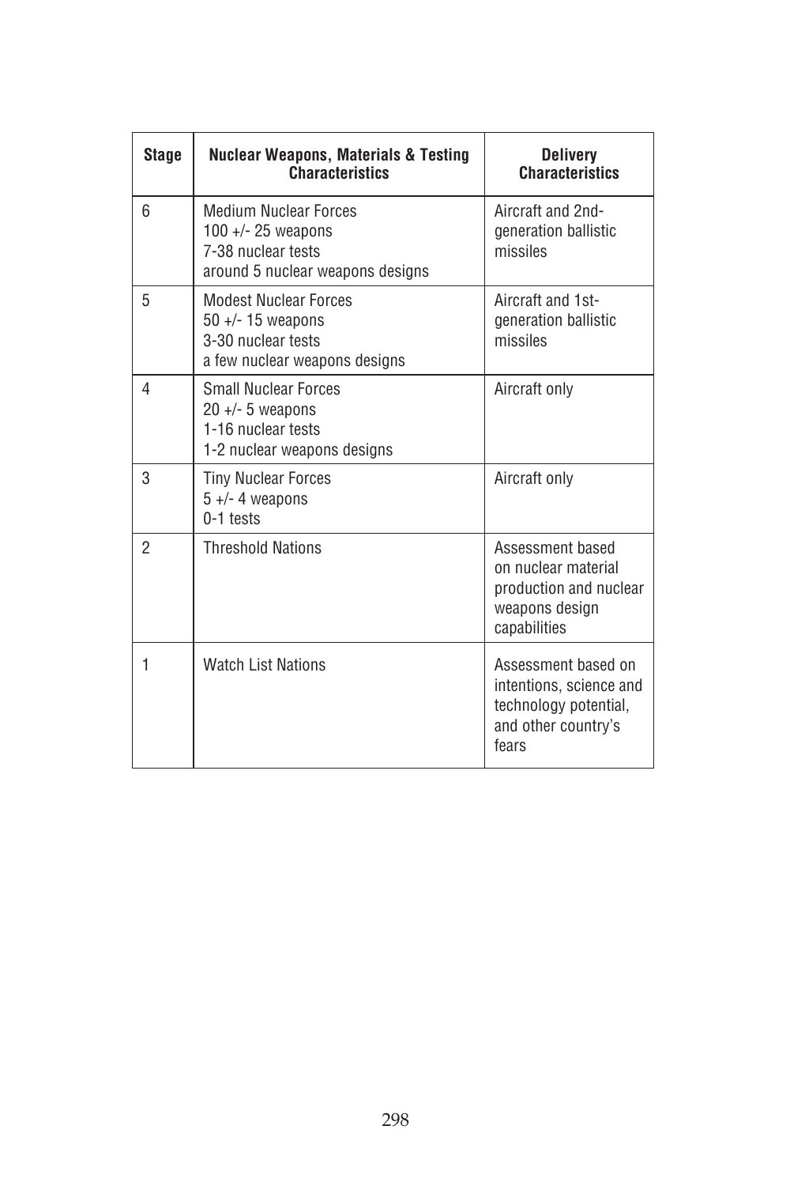| Stage | Nuclear Weapons, Materials & Testing Characteristics | Delivery Characteristics |
| --- | --- | --- |
| 6 | Medium Nuclear Forces<br>100 +/- 25 weapons<br>7-38 nuclear tests<br>around 5 nuclear weapons designs | Aircraft and 2nd-generation ballistic missiles |
| 5 | Modest Nuclear Forces<br>50 +/- 15 weapons<br>3-30 nuclear tests<br>a few nuclear weapons designs | Aircraft and 1st-generation ballistic missiles |
| 4 | Small Nuclear Forces<br>20 +/- 5 weapons<br>1-16 nuclear tests<br>1-2 nuclear weapons designs | Aircraft only |
| 3 | Tiny Nuclear Forces<br>5 +/- 4 weapons<br>0-1 tests | Aircraft only |
| 2 | Threshold Nations | Assessment based on nuclear material production and nuclear weapons design capabilities |
| 1 | Watch List Nations | Assessment based on intentions, science and technology potential, and other country's fears |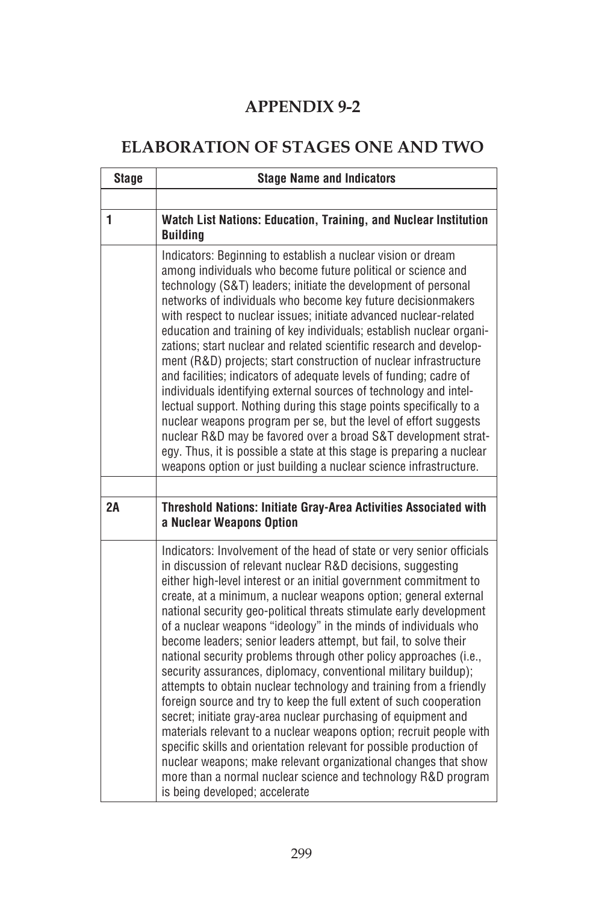# APPENDIX 9-2

## ELABORATION OF STAGES ONE AND TWO

| Stage | Stage Name and Indicators |
|---|---|
| | |
| **1** | **Watch List Nations: Education, Training, and Nuclear Institution Building** |
| | Indicators: Beginning to establish a nuclear vision or dream among individuals who become future political or science and technology (S&T) leaders; initiate the development of personal networks of individuals who become key future decisionmakers with respect to nuclear issues; initiate advanced nuclear-related education and training of key individuals; establish nuclear organizations; start nuclear and related scientific research and development (R&D) projects; start construction of nuclear infrastructure and facilities; indicators of adequate levels of funding; cadre of individuals identifying external sources of technology and intellectual support. Nothing during this stage points specifically to a nuclear weapons program per se, but the level of effort suggests nuclear R&D may be favored over a broad S&T development strategy. Thus, it is possible a state at this stage is preparing a nuclear weapons option or just building a nuclear science infrastructure. |
| | |
| **2A** | **Threshold Nations: Initiate Gray-Area Activities Associated with a Nuclear Weapons Option** |
| | Indicators: Involvement of the head of state or very senior officials in discussion of relevant nuclear R&D decisions, suggesting either high-level interest or an initial government commitment to create, at a minimum, a nuclear weapons option; general external national security geo-political threats stimulate early development of a nuclear weapons "ideology" in the minds of individuals who become leaders; senior leaders attempt, but fail, to solve their national security problems through other policy approaches (i.e., security assurances, diplomacy, conventional military buildup); attempts to obtain nuclear technology and training from a friendly foreign source and try to keep the full extent of such cooperation secret; initiate gray-area nuclear purchasing of equipment and materials relevant to a nuclear weapons option; recruit people with specific skills and orientation relevant for possible production of nuclear weapons; make relevant organizational changes that show more than a normal nuclear science and technology R&D program is being developed; accelerate |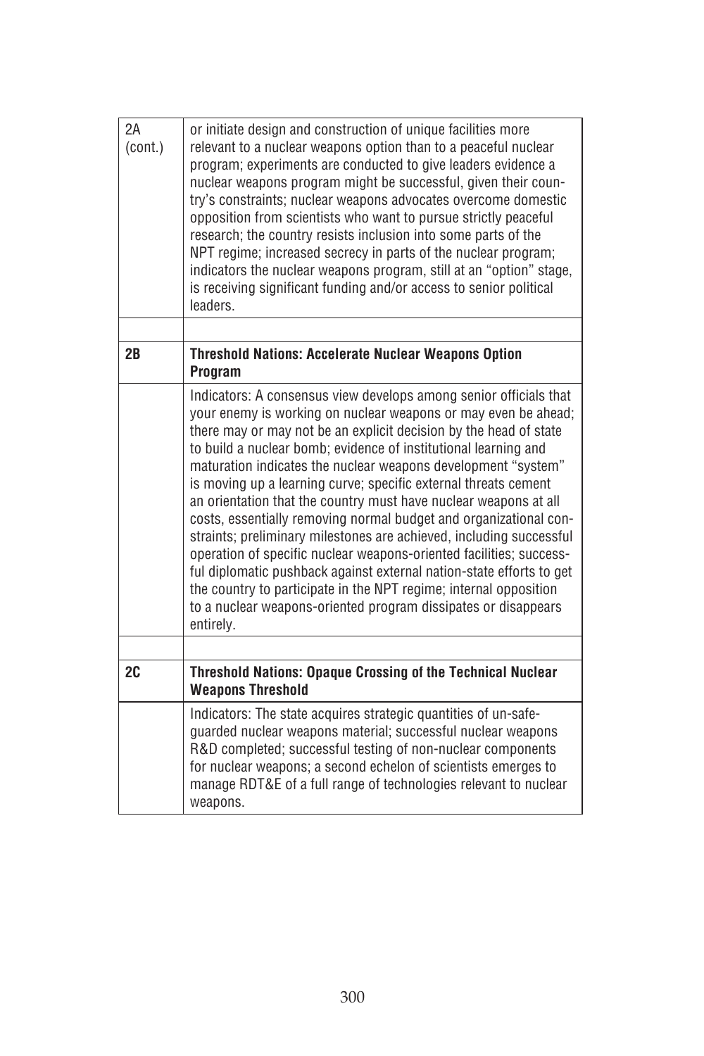| | |
|---|---|
| 2A (cont.) | or initiate design and construction of unique facilities more relevant to a nuclear weapons option than to a peaceful nuclear program; experiments are conducted to give leaders evidence a nuclear weapons program might be successful, given their country's constraints; nuclear weapons advocates overcome domestic opposition from scientists who want to pursue strictly peaceful research; the country resists inclusion into some parts of the NPT regime; increased secrecy in parts of the nuclear program; indicators the nuclear weapons program, still at an "option" stage, is receiving significant funding and/or access to senior political leaders. |
| | |
| **2B** | **Threshold Nations: Accelerate Nuclear Weapons Option Program** |
| | Indicators: A consensus view develops among senior officials that your enemy is working on nuclear weapons or may even be ahead; there may or may not be an explicit decision by the head of state to build a nuclear bomb; evidence of institutional learning and maturation indicates the nuclear weapons development "system" is moving up a learning curve; specific external threats cement an orientation that the country must have nuclear weapons at all costs, essentially removing normal budget and organizational constraints; preliminary milestones are achieved, including successful operation of specific nuclear weapons-oriented facilities; successful diplomatic pushback against external nation-state efforts to get the country to participate in the NPT regime; internal opposition to a nuclear weapons-oriented program dissipates or disappears entirely. |
| | |
| **2C** | **Threshold Nations: Opaque Crossing of the Technical Nuclear Weapons Threshold** |
| | Indicators: The state acquires strategic quantities of un-safeguarded nuclear weapons material; successful nuclear weapons R&D completed; successful testing of non-nuclear components for nuclear weapons; a second echelon of scientists emerges to manage RDT&E of a full range of technologies relevant to nuclear weapons. |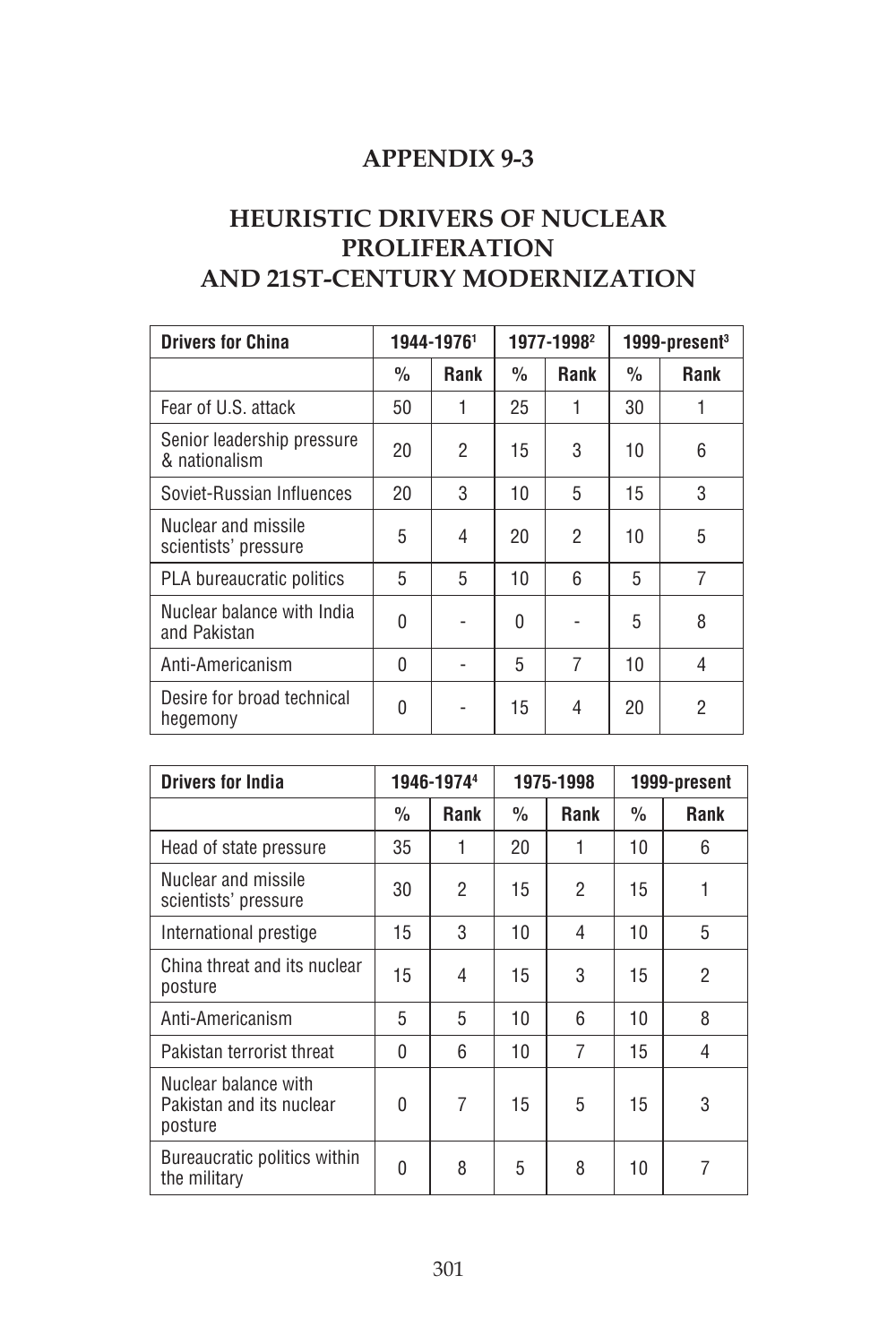# APPENDIX 9-3

## HEURISTIC DRIVERS OF NUCLEAR PROLIFERATION AND 21ST-CENTURY MODERNIZATION

| Drivers for China | 1944-1976[1] | | 1977-1998[2] | | 1999-present[3] | |
|---|---|---|---|---|---|---|
| | % | Rank | % | Rank | % | Rank |
| Fear of U.S. attack | 50 | 1 | 25 | 1 | 30 | 1 |
| Senior leadership pressure & nationalism | 20 | 2 | 15 | 3 | 10 | 6 |
| Soviet-Russian Influences | 20 | 3 | 10 | 5 | 15 | 3 |
| Nuclear and missile scientists' pressure | 5 | 4 | 20 | 2 | 10 | 5 |
| PLA bureaucratic politics | 5 | 5 | 10 | 6 | 5 | 7 |
| Nuclear balance with India and Pakistan | 0 | - | 0 | - | 5 | 8 |
| Anti-Americanism | 0 | - | 5 | 7 | 10 | 4 |
| Desire for broad technical hegemony | 0 | - | 15 | 4 | 20 | 2 |

| Drivers for India | 1946-1974[4] | | 1975-1998 | | 1999-present | |
|---|---|---|---|---|---|---|
| | % | Rank | % | Rank | % | Rank |
| Head of state pressure | 35 | 1 | 20 | 1 | 10 | 6 |
| Nuclear and missile scientists' pressure | 30 | 2 | 15 | 2 | 15 | 1 |
| International prestige | 15 | 3 | 10 | 4 | 10 | 5 |
| China threat and its nuclear posture | 15 | 4 | 15 | 3 | 15 | 2 |
| Anti-Americanism | 5 | 5 | 10 | 6 | 10 | 8 |
| Pakistan terrorist threat | 0 | 6 | 10 | 7 | 15 | 4 |
| Nuclear balance with Pakistan and its nuclear posture | 0 | 7 | 15 | 5 | 15 | 3 |
| Bureaucratic politics within the military | 0 | 8 | 5 | 8 | 10 | 7 |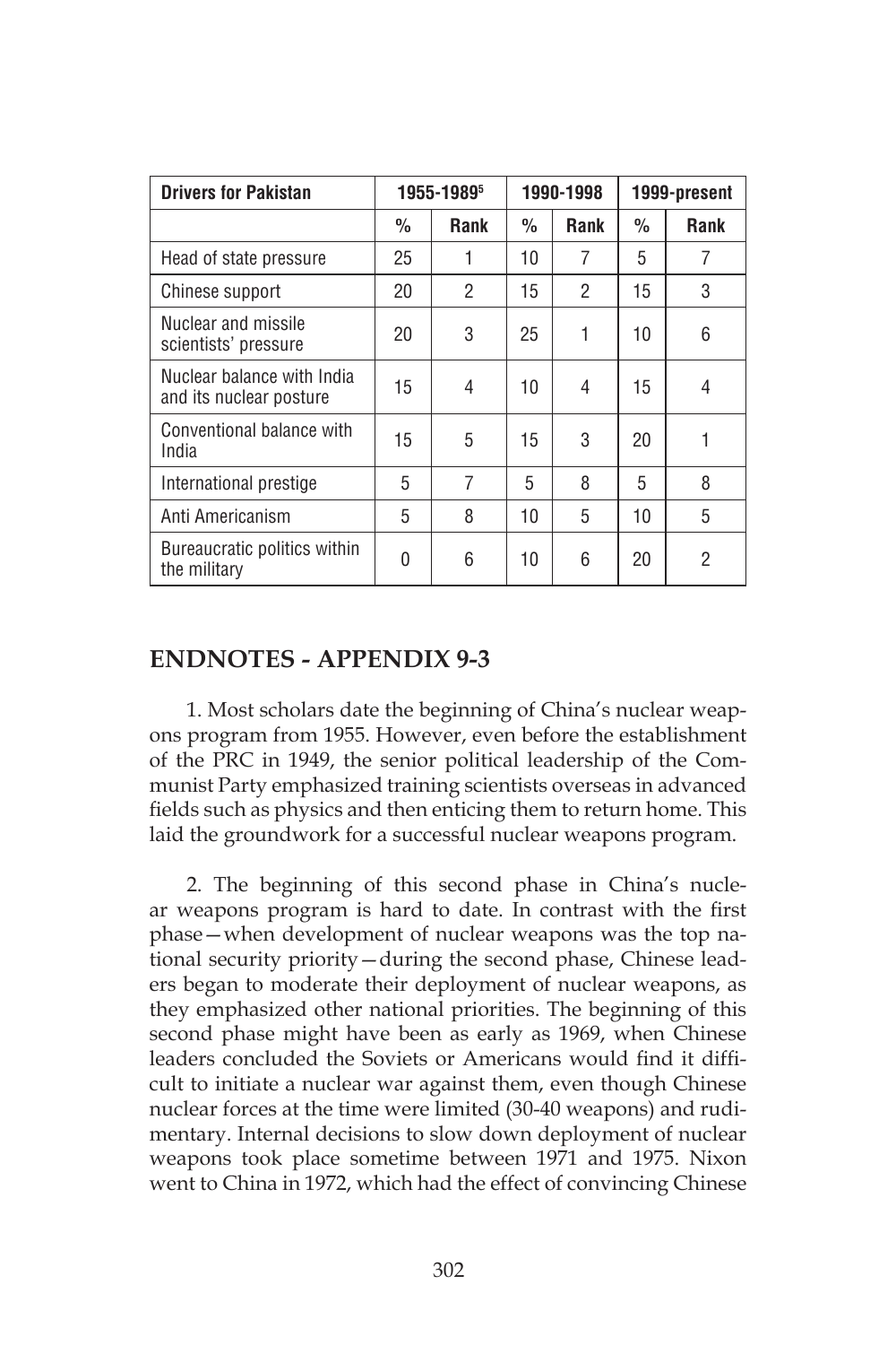| Drivers for Pakistan | 1955-1989[5] | | 1990-1998 | | 1999-present | |
|---|---|---|---|---|---|---|
| | % | Rank | % | Rank | % | Rank |
| Head of state pressure | 25 | 1 | 10 | 7 | 5 | 7 |
| Chinese support | 20 | 2 | 15 | 2 | 15 | 3 |
| Nuclear and missile scientists' pressure | 20 | 3 | 25 | 1 | 10 | 6 |
| Nuclear balance with India and its nuclear posture | 15 | 4 | 10 | 4 | 15 | 4 |
| Conventional balance with India | 15 | 5 | 15 | 3 | 20 | 1 |
| International prestige | 5 | 7 | 5 | 8 | 5 | 8 |
| Anti Americanism | 5 | 8 | 10 | 5 | 10 | 5 |
| Bureaucratic politics within the military | 0 | 6 | 10 | 6 | 20 | 2 |

## ENDNOTES - APPENDIX 9-3

1. Most scholars date the beginning of China's nuclear weapons program from 1955. However, even before the establishment of the PRC in 1949, the senior political leadership of the Communist Party emphasized training scientists overseas in advanced fields such as physics and then enticing them to return home. This laid the groundwork for a successful nuclear weapons program.

2. The beginning of this second phase in China's nuclear weapons program is hard to date. In contrast with the first phase—when development of nuclear weapons was the top national security priority—during the second phase, Chinese leaders began to moderate their deployment of nuclear weapons, as they emphasized other national priorities. The beginning of this second phase might have been as early as 1969, when Chinese leaders concluded the Soviets or Americans would find it difficult to initiate a nuclear war against them, even though Chinese nuclear forces at the time were limited (30-40 weapons) and rudimentary. Internal decisions to slow down deployment of nuclear weapons took place sometime between 1971 and 1975. Nixon went to China in 1972, which had the effect of convincing Chinese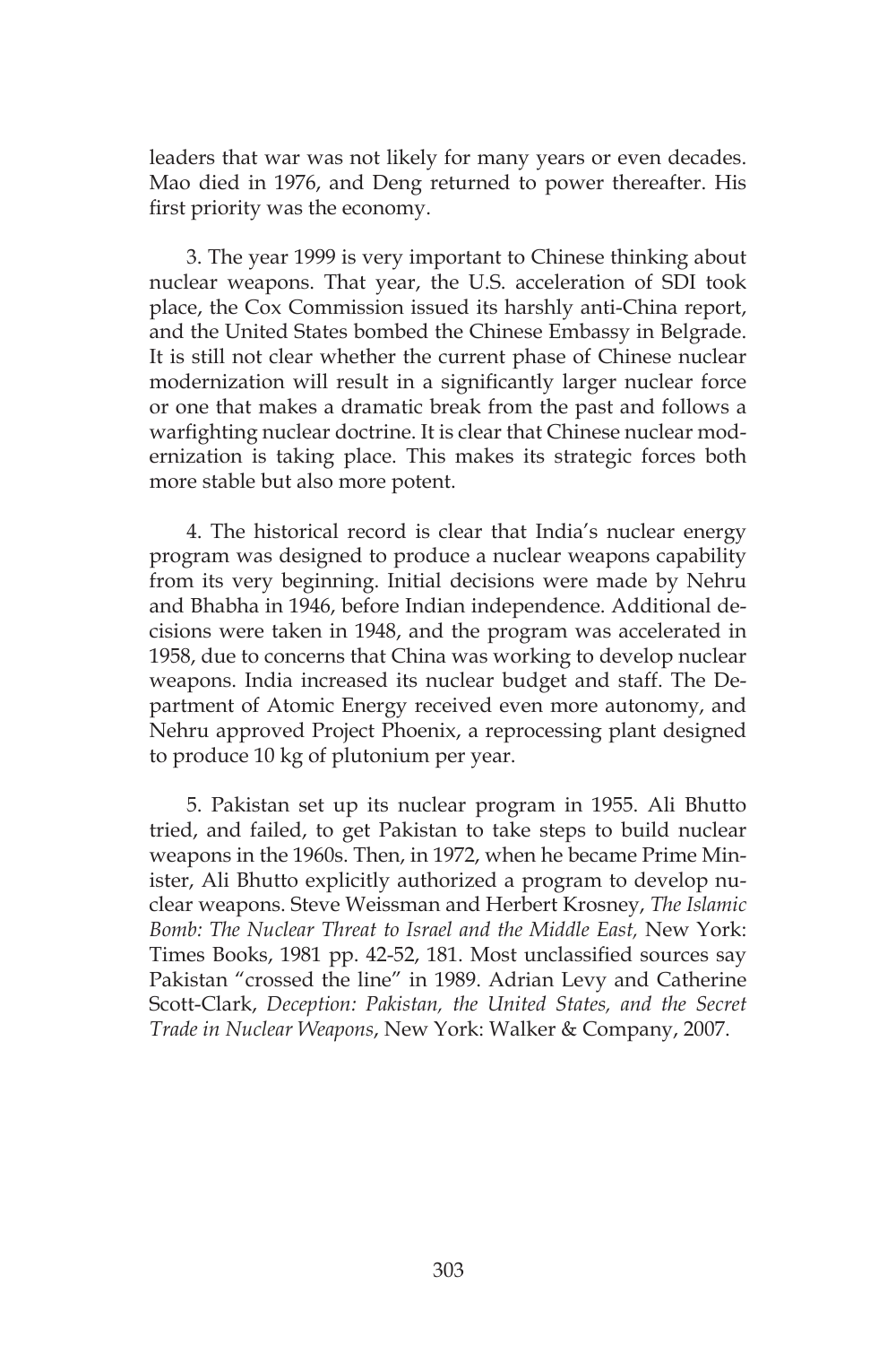leaders that war was not likely for many years or even decades. Mao died in 1976, and Deng returned to power thereafter. His first priority was the economy.

3. The year 1999 is very important to Chinese thinking about nuclear weapons. That year, the U.S. acceleration of SDI took place, the Cox Commission issued its harshly anti-China report, and the United States bombed the Chinese Embassy in Belgrade. It is still not clear whether the current phase of Chinese nuclear modernization will result in a significantly larger nuclear force or one that makes a dramatic break from the past and follows a warfighting nuclear doctrine. It is clear that Chinese nuclear modernization is taking place. This makes its strategic forces both more stable but also more potent.

4. The historical record is clear that India's nuclear energy program was designed to produce a nuclear weapons capability from its very beginning. Initial decisions were made by Nehru and Bhabha in 1946, before Indian independence. Additional decisions were taken in 1948, and the program was accelerated in 1958, due to concerns that China was working to develop nuclear weapons. India increased its nuclear budget and staff. The Department of Atomic Energy received even more autonomy, and Nehru approved Project Phoenix, a reprocessing plant designed to produce 10 kg of plutonium per year.

5. Pakistan set up its nuclear program in 1955. Ali Bhutto tried, and failed, to get Pakistan to take steps to build nuclear weapons in the 1960s. Then, in 1972, when he became Prime Minister, Ali Bhutto explicitly authorized a program to develop nuclear weapons. Steve Weissman and Herbert Krosney, *The Islamic Bomb: The Nuclear Threat to Israel and the Middle East,* New York: Times Books, 1981 pp. 42-52, 181. Most unclassified sources say Pakistan "crossed the line" in 1989. Adrian Levy and Catherine Scott-Clark, *Deception: Pakistan, the United States, and the Secret Trade in Nuclear Weapons*, New York: Walker & Company, 2007.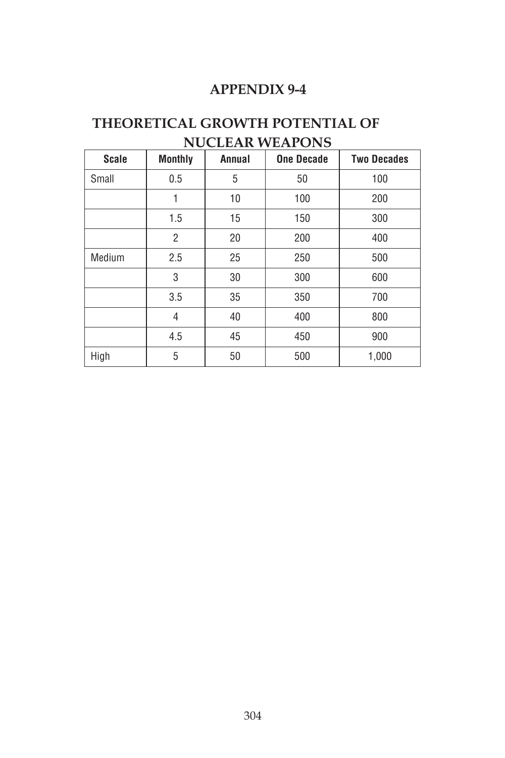# APPENDIX 9-4

## THEORETICAL GROWTH POTENTIAL OF NUCLEAR WEAPONS

| Scale | Monthly | Annual | One Decade | Two Decades |
|---|---|---|---|---|
| Small | 0.5 | 5 | 50 | 100 |
| | 1 | 10 | 100 | 200 |
| | 1.5 | 15 | 150 | 300 |
| | 2 | 20 | 200 | 400 |
| Medium | 2.5 | 25 | 250 | 500 |
| | 3 | 30 | 300 | 600 |
| | 3.5 | 35 | 350 | 700 |
| | 4 | 40 | 400 | 800 |
| | 4.5 | 45 | 450 | 900 |
| High | 5 | 50 | 500 | 1,000 |